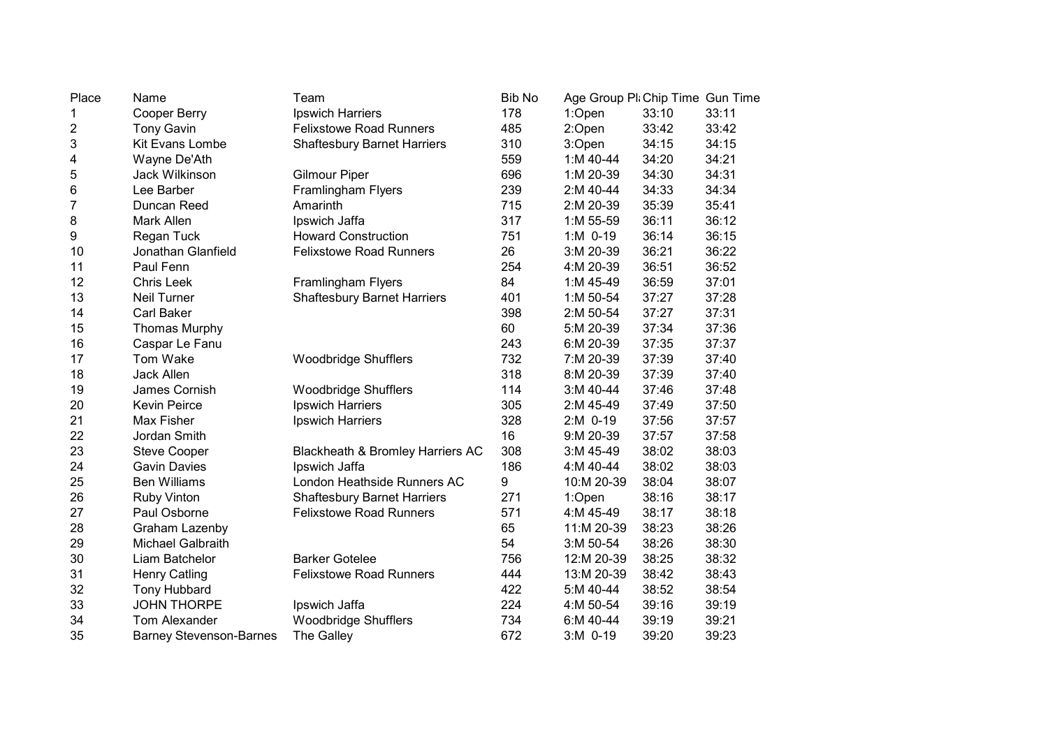| Place | Name | Team | Bib No | Age Group Pl | Chip Time | Gun Time |
|---|---|---|---|---|---|---|
| 1 | Cooper Berry | Ipswich Harriers | 178 | 1:Open | 33:10 | 33:11 |
| 2 | Tony Gavin | Felixstowe Road Runners | 485 | 2:Open | 33:42 | 33:42 |
| 3 | Kit Evans Lombe | Shaftesbury Barnet Harriers | 310 | 3:Open | 34:15 | 34:15 |
| 4 | Wayne De'Ath | | 559 | 1:M 40-44 | 34:20 | 34:21 |
| 5 | Jack Wilkinson | Gilmour Piper | 696 | 1:M 20-39 | 34:30 | 34:31 |
| 6 | Lee Barber | Framlingham Flyers | 239 | 2:M 40-44 | 34:33 | 34:34 |
| 7 | Duncan Reed | Amarinth | 715 | 2:M 20-39 | 35:39 | 35:41 |
| 8 | Mark Allen | Ipswich Jaffa | 317 | 1:M 55-59 | 36:11 | 36:12 |
| 9 | Regan Tuck | Howard Construction | 751 | 1:M 0-19 | 36:14 | 36:15 |
| 10 | Jonathan Glanfield | Felixstowe Road Runners | 26 | 3:M 20-39 | 36:21 | 36:22 |
| 11 | Paul Fenn | | 254 | 4:M 20-39 | 36:51 | 36:52 |
| 12 | Chris Leek | Framlingham Flyers | 84 | 1:M 45-49 | 36:59 | 37:01 |
| 13 | Neil Turner | Shaftesbury Barnet Harriers | 401 | 1:M 50-54 | 37:27 | 37:28 |
| 14 | Carl Baker | | 398 | 2:M 50-54 | 37:27 | 37:31 |
| 15 | Thomas Murphy | | 60 | 5:M 20-39 | 37:34 | 37:36 |
| 16 | Caspar Le Fanu | | 243 | 6:M 20-39 | 37:35 | 37:37 |
| 17 | Tom Wake | Woodbridge Shufflers | 732 | 7:M 20-39 | 37:39 | 37:40 |
| 18 | Jack Allen | | 318 | 8:M 20-39 | 37:39 | 37:40 |
| 19 | James Cornish | Woodbridge Shufflers | 114 | 3:M 40-44 | 37:46 | 37:48 |
| 20 | Kevin Peirce | Ipswich Harriers | 305 | 2:M 45-49 | 37:49 | 37:50 |
| 21 | Max Fisher | Ipswich Harriers | 328 | 2:M 0-19 | 37:56 | 37:57 |
| 22 | Jordan Smith | | 16 | 9:M 20-39 | 37:57 | 37:58 |
| 23 | Steve Cooper | Blackheath & Bromley Harriers AC | 308 | 3:M 45-49 | 38:02 | 38:03 |
| 24 | Gavin Davies | Ipswich Jaffa | 186 | 4:M 40-44 | 38:02 | 38:03 |
| 25 | Ben Williams | London Heathside Runners AC | 9 | 10:M 20-39 | 38:04 | 38:07 |
| 26 | Ruby Vinton | Shaftesbury Barnet Harriers | 271 | 1:Open | 38:16 | 38:17 |
| 27 | Paul Osborne | Felixstowe Road Runners | 571 | 4:M 45-49 | 38:17 | 38:18 |
| 28 | Graham Lazenby | | 65 | 11:M 20-39 | 38:23 | 38:26 |
| 29 | Michael Galbraith | | 54 | 3:M 50-54 | 38:26 | 38:30 |
| 30 | Liam Batchelor | Barker Gotelee | 756 | 12:M 20-39 | 38:25 | 38:32 |
| 31 | Henry Catling | Felixstowe Road Runners | 444 | 13:M 20-39 | 38:42 | 38:43 |
| 32 | Tony Hubbard | | 422 | 5:M 40-44 | 38:52 | 38:54 |
| 33 | JOHN THORPE | Ipswich Jaffa | 224 | 4:M 50-54 | 39:16 | 39:19 |
| 34 | Tom Alexander | Woodbridge Shufflers | 734 | 6:M 40-44 | 39:19 | 39:21 |
| 35 | Barney Stevenson-Barnes | The Galley | 672 | 3:M 0-19 | 39:20 | 39:23 |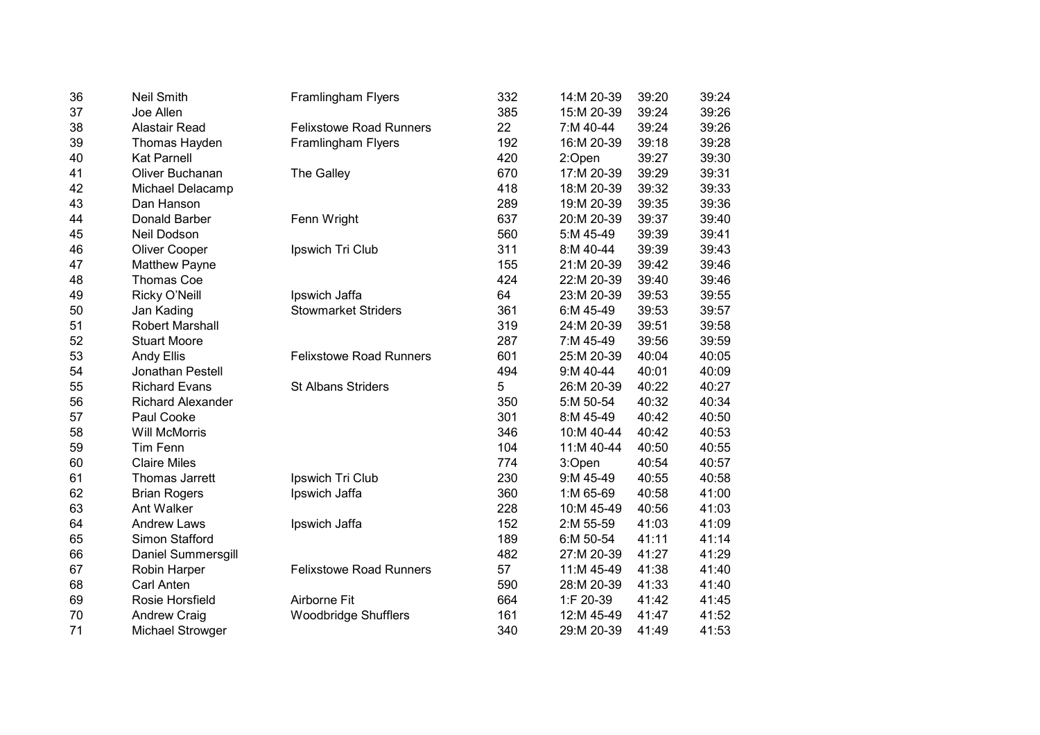| | | | | | | |
|---|---|---|---|---|---|---|
| 36 | Neil Smith | Framlingham Flyers | 332 | 14:M 20-39 | 39:20 | 39:24 |
| 37 | Joe Allen | | 385 | 15:M 20-39 | 39:24 | 39:26 |
| 38 | Alastair Read | Felixstowe Road Runners | 22 | 7:M 40-44 | 39:24 | 39:26 |
| 39 | Thomas Hayden | Framlingham Flyers | 192 | 16:M 20-39 | 39:18 | 39:28 |
| 40 | Kat Parnell | | 420 | 2:Open | 39:27 | 39:30 |
| 41 | Oliver Buchanan | The Galley | 670 | 17:M 20-39 | 39:29 | 39:31 |
| 42 | Michael Delacamp | | 418 | 18:M 20-39 | 39:32 | 39:33 |
| 43 | Dan Hanson | | 289 | 19:M 20-39 | 39:35 | 39:36 |
| 44 | Donald Barber | Fenn Wright | 637 | 20:M 20-39 | 39:37 | 39:40 |
| 45 | Neil Dodson | | 560 | 5:M 45-49 | 39:39 | 39:41 |
| 46 | Oliver Cooper | Ipswich Tri Club | 311 | 8:M 40-44 | 39:39 | 39:43 |
| 47 | Matthew Payne | | 155 | 21:M 20-39 | 39:42 | 39:46 |
| 48 | Thomas Coe | | 424 | 22:M 20-39 | 39:40 | 39:46 |
| 49 | Ricky O'Neill | Ipswich Jaffa | 64 | 23:M 20-39 | 39:53 | 39:55 |
| 50 | Jan Kading | Stowmarket Striders | 361 | 6:M 45-49 | 39:53 | 39:57 |
| 51 | Robert Marshall | | 319 | 24:M 20-39 | 39:51 | 39:58 |
| 52 | Stuart Moore | | 287 | 7:M 45-49 | 39:56 | 39:59 |
| 53 | Andy Ellis | Felixstowe Road Runners | 601 | 25:M 20-39 | 40:04 | 40:05 |
| 54 | Jonathan Pestell | | 494 | 9:M 40-44 | 40:01 | 40:09 |
| 55 | Richard Evans | St Albans Striders | 5 | 26:M 20-39 | 40:22 | 40:27 |
| 56 | Richard Alexander | | 350 | 5:M 50-54 | 40:32 | 40:34 |
| 57 | Paul Cooke | | 301 | 8:M 45-49 | 40:42 | 40:50 |
| 58 | Will McMorris | | 346 | 10:M 40-44 | 40:42 | 40:53 |
| 59 | Tim Fenn | | 104 | 11:M 40-44 | 40:50 | 40:55 |
| 60 | Claire Miles | | 774 | 3:Open | 40:54 | 40:57 |
| 61 | Thomas Jarrett | Ipswich Tri Club | 230 | 9:M 45-49 | 40:55 | 40:58 |
| 62 | Brian Rogers | Ipswich Jaffa | 360 | 1:M 65-69 | 40:58 | 41:00 |
| 63 | Ant Walker | | 228 | 10:M 45-49 | 40:56 | 41:03 |
| 64 | Andrew Laws | Ipswich Jaffa | 152 | 2:M 55-59 | 41:03 | 41:09 |
| 65 | Simon Stafford | | 189 | 6:M 50-54 | 41:11 | 41:14 |
| 66 | Daniel Summersgill | | 482 | 27:M 20-39 | 41:27 | 41:29 |
| 67 | Robin Harper | Felixstowe Road Runners | 57 | 11:M 45-49 | 41:38 | 41:40 |
| 68 | Carl Anten | | 590 | 28:M 20-39 | 41:33 | 41:40 |
| 69 | Rosie Horsfield | Airborne Fit | 664 | 1:F 20-39 | 41:42 | 41:45 |
| 70 | Andrew Craig | Woodbridge Shufflers | 161 | 12:M 45-49 | 41:47 | 41:52 |
| 71 | Michael Strowger | | 340 | 29:M 20-39 | 41:49 | 41:53 |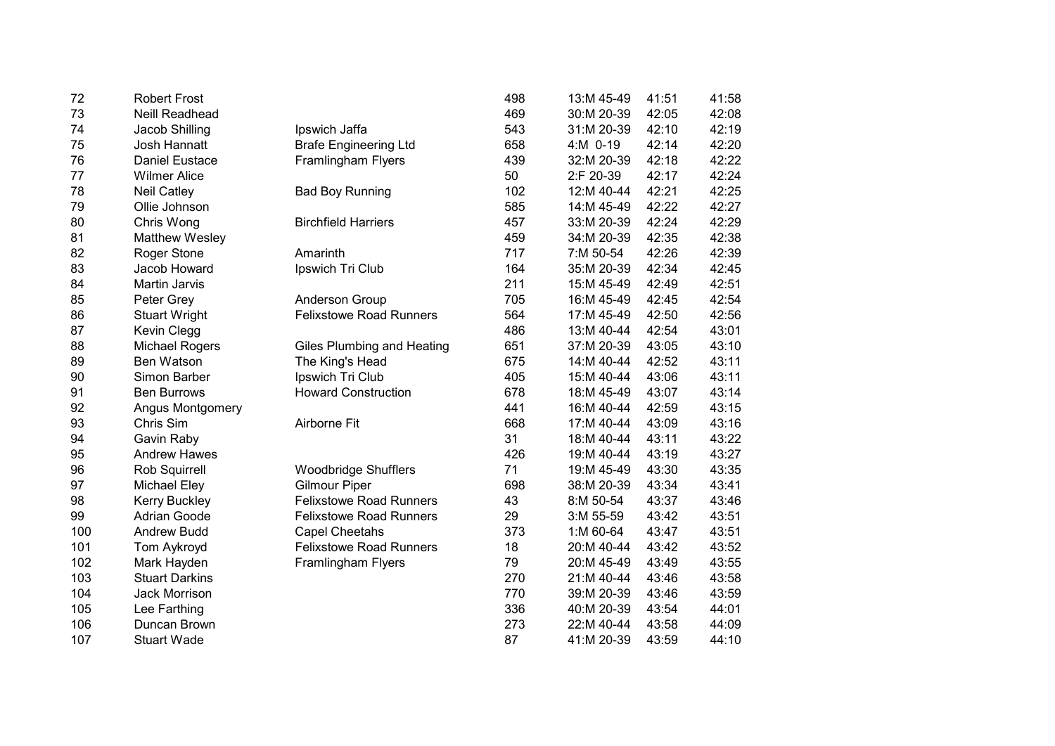| | | | | | | |
|---|---|---|---|---|---|---|
| 72 | Robert Frost | | 498 | 13:M 45-49 | 41:51 | 41:58 |
| 73 | Neill Readhead | | 469 | 30:M 20-39 | 42:05 | 42:08 |
| 74 | Jacob Shilling | Ipswich Jaffa | 543 | 31:M 20-39 | 42:10 | 42:19 |
| 75 | Josh Hannatt | Brafe Engineering Ltd | 658 | 4:M 0-19 | 42:14 | 42:20 |
| 76 | Daniel Eustace | Framlingham Flyers | 439 | 32:M 20-39 | 42:18 | 42:22 |
| 77 | Wilmer Alice | | 50 | 2:F 20-39 | 42:17 | 42:24 |
| 78 | Neil Catley | Bad Boy Running | 102 | 12:M 40-44 | 42:21 | 42:25 |
| 79 | Ollie Johnson | | 585 | 14:M 45-49 | 42:22 | 42:27 |
| 80 | Chris Wong | Birchfield Harriers | 457 | 33:M 20-39 | 42:24 | 42:29 |
| 81 | Matthew Wesley | | 459 | 34:M 20-39 | 42:35 | 42:38 |
| 82 | Roger Stone | Amarinth | 717 | 7:M 50-54 | 42:26 | 42:39 |
| 83 | Jacob Howard | Ipswich Tri Club | 164 | 35:M 20-39 | 42:34 | 42:45 |
| 84 | Martin Jarvis | | 211 | 15:M 45-49 | 42:49 | 42:51 |
| 85 | Peter Grey | Anderson Group | 705 | 16:M 45-49 | 42:45 | 42:54 |
| 86 | Stuart Wright | Felixstowe Road Runners | 564 | 17:M 45-49 | 42:50 | 42:56 |
| 87 | Kevin Clegg | | 486 | 13:M 40-44 | 42:54 | 43:01 |
| 88 | Michael Rogers | Giles Plumbing and Heating | 651 | 37:M 20-39 | 43:05 | 43:10 |
| 89 | Ben Watson | The King's Head | 675 | 14:M 40-44 | 42:52 | 43:11 |
| 90 | Simon Barber | Ipswich Tri Club | 405 | 15:M 40-44 | 43:06 | 43:11 |
| 91 | Ben Burrows | Howard Construction | 678 | 18:M 45-49 | 43:07 | 43:14 |
| 92 | Angus Montgomery | | 441 | 16:M 40-44 | 42:59 | 43:15 |
| 93 | Chris Sim | Airborne Fit | 668 | 17:M 40-44 | 43:09 | 43:16 |
| 94 | Gavin Raby | | 31 | 18:M 40-44 | 43:11 | 43:22 |
| 95 | Andrew Hawes | | 426 | 19:M 40-44 | 43:19 | 43:27 |
| 96 | Rob Squirrell | Woodbridge Shufflers | 71 | 19:M 45-49 | 43:30 | 43:35 |
| 97 | Michael Eley | Gilmour Piper | 698 | 38:M 20-39 | 43:34 | 43:41 |
| 98 | Kerry Buckley | Felixstowe Road Runners | 43 | 8:M 50-54 | 43:37 | 43:46 |
| 99 | Adrian Goode | Felixstowe Road Runners | 29 | 3:M 55-59 | 43:42 | 43:51 |
| 100 | Andrew Budd | Capel Cheetahs | 373 | 1:M 60-64 | 43:47 | 43:51 |
| 101 | Tom Aykroyd | Felixstowe Road Runners | 18 | 20:M 40-44 | 43:42 | 43:52 |
| 102 | Mark Hayden | Framlingham Flyers | 79 | 20:M 45-49 | 43:49 | 43:55 |
| 103 | Stuart Darkins | | 270 | 21:M 40-44 | 43:46 | 43:58 |
| 104 | Jack Morrison | | 770 | 39:M 20-39 | 43:46 | 43:59 |
| 105 | Lee Farthing | | 336 | 40:M 20-39 | 43:54 | 44:01 |
| 106 | Duncan Brown | | 273 | 22:M 40-44 | 43:58 | 44:09 |
| 107 | Stuart Wade | | 87 | 41:M 20-39 | 43:59 | 44:10 |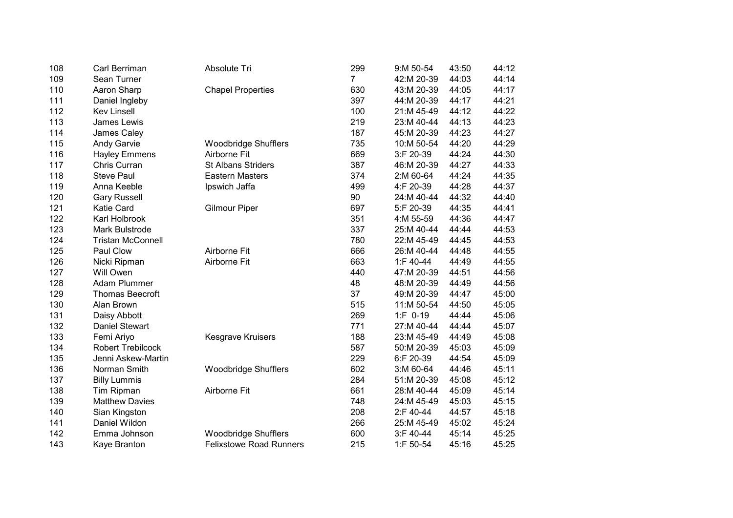| | | | | | | |
|---|---|---|---|---|---|---|
| 108 | Carl Berriman | Absolute Tri | 299 | 9:M 50-54 | 43:50 | 44:12 |
| 109 | Sean Turner | | 7 | 42:M 20-39 | 44:03 | 44:14 |
| 110 | Aaron Sharp | Chapel Properties | 630 | 43:M 20-39 | 44:05 | 44:17 |
| 111 | Daniel Ingleby | | 397 | 44:M 20-39 | 44:17 | 44:21 |
| 112 | Kev Linsell | | 100 | 21:M 45-49 | 44:12 | 44:22 |
| 113 | James Lewis | | 219 | 23:M 40-44 | 44:13 | 44:23 |
| 114 | James Caley | | 187 | 45:M 20-39 | 44:23 | 44:27 |
| 115 | Andy Garvie | Woodbridge Shufflers | 735 | 10:M 50-54 | 44:20 | 44:29 |
| 116 | Hayley Emmens | Airborne Fit | 669 | 3:F 20-39 | 44:24 | 44:30 |
| 117 | Chris Curran | St Albans Striders | 387 | 46:M 20-39 | 44:27 | 44:33 |
| 118 | Steve Paul | Eastern Masters | 374 | 2:M 60-64 | 44:24 | 44:35 |
| 119 | Anna Keeble | Ipswich Jaffa | 499 | 4:F 20-39 | 44:28 | 44:37 |
| 120 | Gary Russell | | 90 | 24:M 40-44 | 44:32 | 44:40 |
| 121 | Katie Card | Gilmour Piper | 697 | 5:F 20-39 | 44:35 | 44:41 |
| 122 | Karl Holbrook | | 351 | 4:M 55-59 | 44:36 | 44:47 |
| 123 | Mark Bulstrode | | 337 | 25:M 40-44 | 44:44 | 44:53 |
| 124 | Tristan McConnell | | 780 | 22:M 45-49 | 44:45 | 44:53 |
| 125 | Paul Clow | Airborne Fit | 666 | 26:M 40-44 | 44:48 | 44:55 |
| 126 | Nicki Ripman | Airborne Fit | 663 | 1:F 40-44 | 44:49 | 44:55 |
| 127 | Will Owen | | 440 | 47:M 20-39 | 44:51 | 44:56 |
| 128 | Adam Plummer | | 48 | 48:M 20-39 | 44:49 | 44:56 |
| 129 | Thomas Beecroft | | 37 | 49:M 20-39 | 44:47 | 45:00 |
| 130 | Alan Brown | | 515 | 11:M 50-54 | 44:50 | 45:05 |
| 131 | Daisy Abbott | | 269 | 1:F 0-19 | 44:44 | 45:06 |
| 132 | Daniel Stewart | | 771 | 27:M 40-44 | 44:44 | 45:07 |
| 133 | Femi Ariyo | Kesgrave Kruisers | 188 | 23:M 45-49 | 44:49 | 45:08 |
| 134 | Robert Trebilcock | | 587 | 50:M 20-39 | 45:03 | 45:09 |
| 135 | Jenni Askew-Martin | | 229 | 6:F 20-39 | 44:54 | 45:09 |
| 136 | Norman Smith | Woodbridge Shufflers | 602 | 3:M 60-64 | 44:46 | 45:11 |
| 137 | Billy Lummis | | 284 | 51:M 20-39 | 45:08 | 45:12 |
| 138 | Tim Ripman | Airborne Fit | 661 | 28:M 40-44 | 45:09 | 45:14 |
| 139 | Matthew Davies | | 748 | 24:M 45-49 | 45:03 | 45:15 |
| 140 | Sian Kingston | | 208 | 2:F 40-44 | 44:57 | 45:18 |
| 141 | Daniel Wildon | | 266 | 25:M 45-49 | 45:02 | 45:24 |
| 142 | Emma Johnson | Woodbridge Shufflers | 600 | 3:F 40-44 | 45:14 | 45:25 |
| 143 | Kaye Branton | Felixstowe Road Runners | 215 | 1:F 50-54 | 45:16 | 45:25 |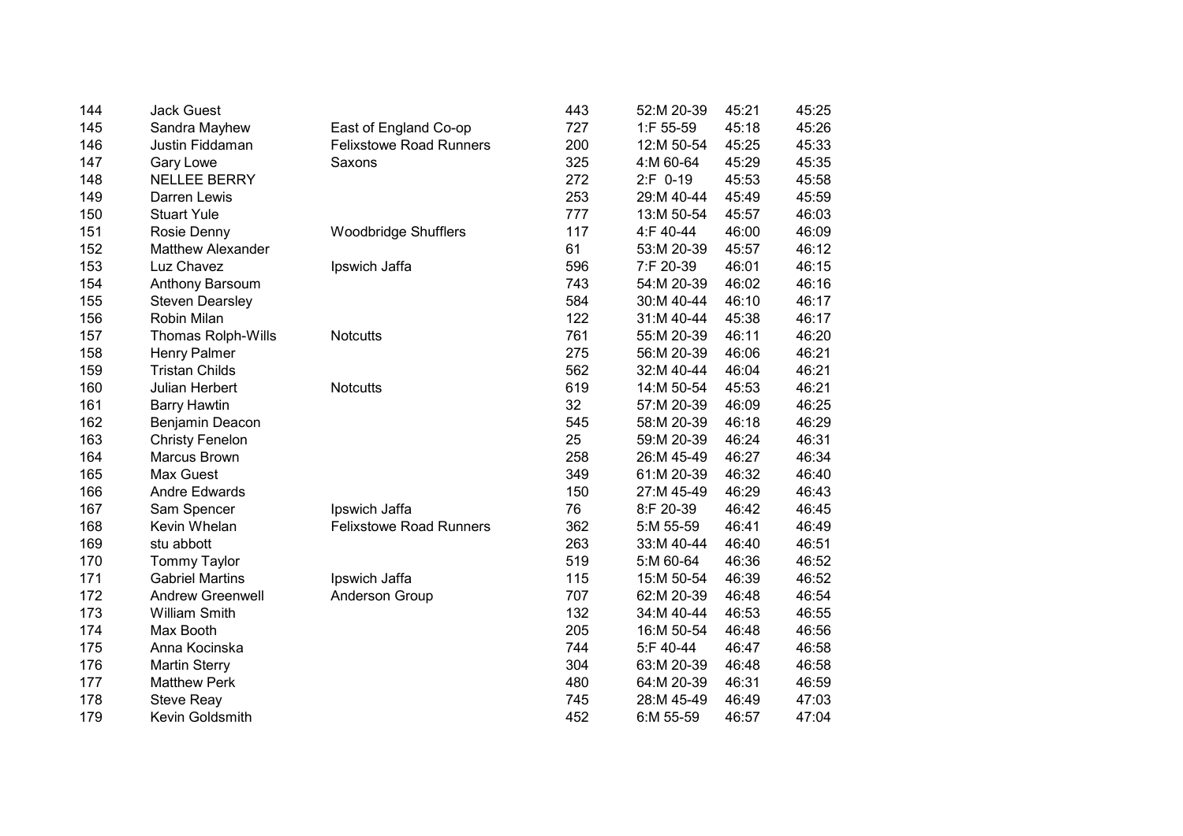| | | | | | | |
|---|---|---|---|---|---|---|
| 144 | Jack Guest | | 443 | 52:M 20-39 | 45:21 | 45:25 |
| 145 | Sandra Mayhew | East of England Co-op | 727 | 1:F 55-59 | 45:18 | 45:26 |
| 146 | Justin Fiddaman | Felixstowe Road Runners | 200 | 12:M 50-54 | 45:25 | 45:33 |
| 147 | Gary Lowe | Saxons | 325 | 4:M 60-64 | 45:29 | 45:35 |
| 148 | NELLEE BERRY | | 272 | 2:F 0-19 | 45:53 | 45:58 |
| 149 | Darren Lewis | | 253 | 29:M 40-44 | 45:49 | 45:59 |
| 150 | Stuart Yule | | 777 | 13:M 50-54 | 45:57 | 46:03 |
| 151 | Rosie Denny | Woodbridge Shufflers | 117 | 4:F 40-44 | 46:00 | 46:09 |
| 152 | Matthew Alexander | | 61 | 53:M 20-39 | 45:57 | 46:12 |
| 153 | Luz Chavez | Ipswich Jaffa | 596 | 7:F 20-39 | 46:01 | 46:15 |
| 154 | Anthony Barsoum | | 743 | 54:M 20-39 | 46:02 | 46:16 |
| 155 | Steven Dearsley | | 584 | 30:M 40-44 | 46:10 | 46:17 |
| 156 | Robin Milan | | 122 | 31:M 40-44 | 45:38 | 46:17 |
| 157 | Thomas Rolph-Wills | Notcutts | 761 | 55:M 20-39 | 46:11 | 46:20 |
| 158 | Henry Palmer | | 275 | 56:M 20-39 | 46:06 | 46:21 |
| 159 | Tristan Childs | | 562 | 32:M 40-44 | 46:04 | 46:21 |
| 160 | Julian Herbert | Notcutts | 619 | 14:M 50-54 | 45:53 | 46:21 |
| 161 | Barry Hawtin | | 32 | 57:M 20-39 | 46:09 | 46:25 |
| 162 | Benjamin Deacon | | 545 | 58:M 20-39 | 46:18 | 46:29 |
| 163 | Christy Fenelon | | 25 | 59:M 20-39 | 46:24 | 46:31 |
| 164 | Marcus Brown | | 258 | 26:M 45-49 | 46:27 | 46:34 |
| 165 | Max Guest | | 349 | 61:M 20-39 | 46:32 | 46:40 |
| 166 | Andre Edwards | | 150 | 27:M 45-49 | 46:29 | 46:43 |
| 167 | Sam Spencer | Ipswich Jaffa | 76 | 8:F 20-39 | 46:42 | 46:45 |
| 168 | Kevin Whelan | Felixstowe Road Runners | 362 | 5:M 55-59 | 46:41 | 46:49 |
| 169 | stu abbott | | 263 | 33:M 40-44 | 46:40 | 46:51 |
| 170 | Tommy Taylor | | 519 | 5:M 60-64 | 46:36 | 46:52 |
| 171 | Gabriel Martins | Ipswich Jaffa | 115 | 15:M 50-54 | 46:39 | 46:52 |
| 172 | Andrew Greenwell | Anderson Group | 707 | 62:M 20-39 | 46:48 | 46:54 |
| 173 | William Smith | | 132 | 34:M 40-44 | 46:53 | 46:55 |
| 174 | Max Booth | | 205 | 16:M 50-54 | 46:48 | 46:56 |
| 175 | Anna Kocinska | | 744 | 5:F 40-44 | 46:47 | 46:58 |
| 176 | Martin Sterry | | 304 | 63:M 20-39 | 46:48 | 46:58 |
| 177 | Matthew Perk | | 480 | 64:M 20-39 | 46:31 | 46:59 |
| 178 | Steve Reay | | 745 | 28:M 45-49 | 46:49 | 47:03 |
| 179 | Kevin Goldsmith | | 452 | 6:M 55-59 | 46:57 | 47:04 |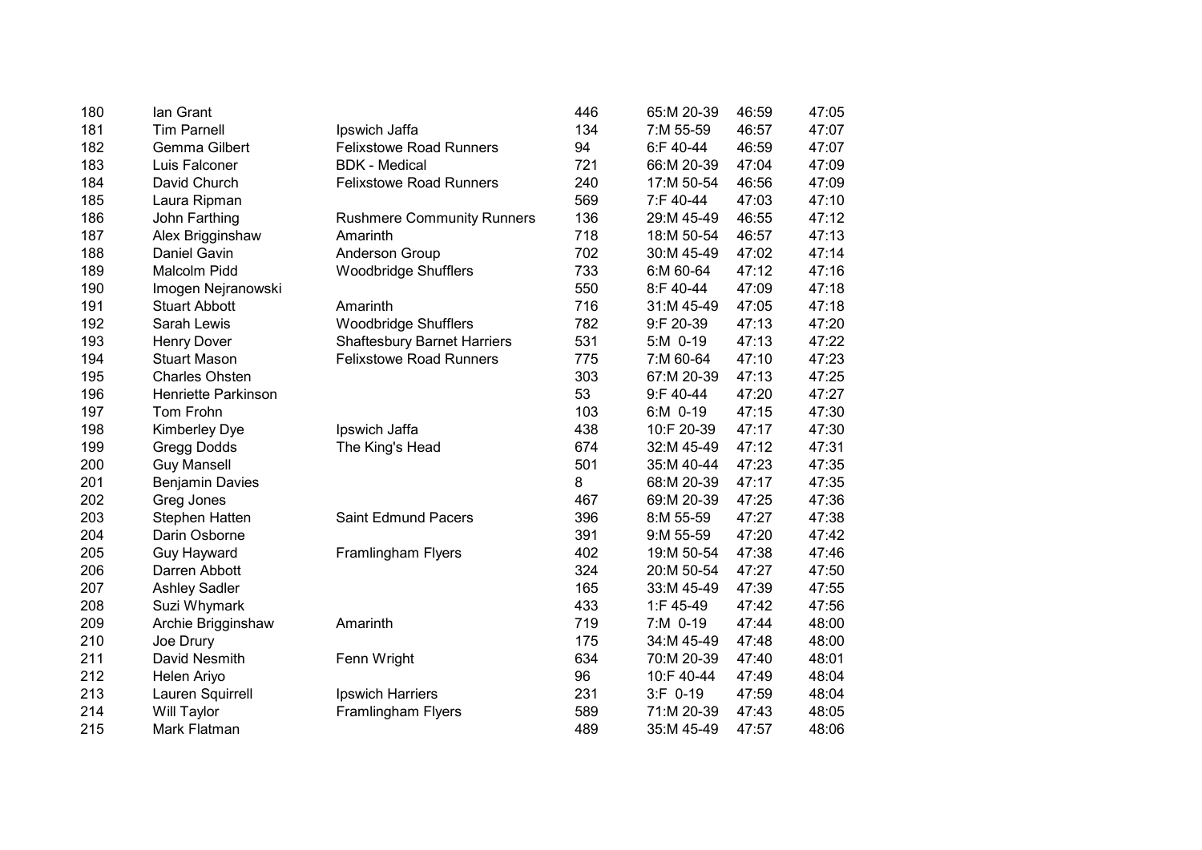| | | | | | | |
|---|---|---|---|---|---|---|
| 180 | Ian Grant | | 446 | 65:M 20-39 | 46:59 | 47:05 |
| 181 | Tim Parnell | Ipswich Jaffa | 134 | 7:M 55-59 | 46:57 | 47:07 |
| 182 | Gemma Gilbert | Felixstowe Road Runners | 94 | 6:F 40-44 | 46:59 | 47:07 |
| 183 | Luis Falconer | BDK - Medical | 721 | 66:M 20-39 | 47:04 | 47:09 |
| 184 | David Church | Felixstowe Road Runners | 240 | 17:M 50-54 | 46:56 | 47:09 |
| 185 | Laura Ripman | | 569 | 7:F 40-44 | 47:03 | 47:10 |
| 186 | John Farthing | Rushmere Community Runners | 136 | 29:M 45-49 | 46:55 | 47:12 |
| 187 | Alex Brigginshaw | Amarinth | 718 | 18:M 50-54 | 46:57 | 47:13 |
| 188 | Daniel Gavin | Anderson Group | 702 | 30:M 45-49 | 47:02 | 47:14 |
| 189 | Malcolm Pidd | Woodbridge Shufflers | 733 | 6:M 60-64 | 47:12 | 47:16 |
| 190 | Imogen Nejranowski | | 550 | 8:F 40-44 | 47:09 | 47:18 |
| 191 | Stuart Abbott | Amarinth | 716 | 31:M 45-49 | 47:05 | 47:18 |
| 192 | Sarah Lewis | Woodbridge Shufflers | 782 | 9:F 20-39 | 47:13 | 47:20 |
| 193 | Henry Dover | Shaftesbury Barnet Harriers | 531 | 5:M 0-19 | 47:13 | 47:22 |
| 194 | Stuart Mason | Felixstowe Road Runners | 775 | 7:M 60-64 | 47:10 | 47:23 |
| 195 | Charles Ohsten | | 303 | 67:M 20-39 | 47:13 | 47:25 |
| 196 | Henriette Parkinson | | 53 | 9:F 40-44 | 47:20 | 47:27 |
| 197 | Tom Frohn | | 103 | 6:M 0-19 | 47:15 | 47:30 |
| 198 | Kimberley Dye | Ipswich Jaffa | 438 | 10:F 20-39 | 47:17 | 47:30 |
| 199 | Gregg Dodds | The King's Head | 674 | 32:M 45-49 | 47:12 | 47:31 |
| 200 | Guy Mansell | | 501 | 35:M 40-44 | 47:23 | 47:35 |
| 201 | Benjamin Davies | | 8 | 68:M 20-39 | 47:17 | 47:35 |
| 202 | Greg Jones | | 467 | 69:M 20-39 | 47:25 | 47:36 |
| 203 | Stephen Hatten | Saint Edmund Pacers | 396 | 8:M 55-59 | 47:27 | 47:38 |
| 204 | Darin Osborne | | 391 | 9:M 55-59 | 47:20 | 47:42 |
| 205 | Guy Hayward | Framlingham Flyers | 402 | 19:M 50-54 | 47:38 | 47:46 |
| 206 | Darren Abbott | | 324 | 20:M 50-54 | 47:27 | 47:50 |
| 207 | Ashley Sadler | | 165 | 33:M 45-49 | 47:39 | 47:55 |
| 208 | Suzi Whymark | | 433 | 1:F 45-49 | 47:42 | 47:56 |
| 209 | Archie Brigginshaw | Amarinth | 719 | 7:M 0-19 | 47:44 | 48:00 |
| 210 | Joe Drury | | 175 | 34:M 45-49 | 47:48 | 48:00 |
| 211 | David Nesmith | Fenn Wright | 634 | 70:M 20-39 | 47:40 | 48:01 |
| 212 | Helen Ariyo | | 96 | 10:F 40-44 | 47:49 | 48:04 |
| 213 | Lauren Squirrell | Ipswich Harriers | 231 | 3:F 0-19 | 47:59 | 48:04 |
| 214 | Will Taylor | Framlingham Flyers | 589 | 71:M 20-39 | 47:43 | 48:05 |
| 215 | Mark Flatman | | 489 | 35:M 45-49 | 47:57 | 48:06 |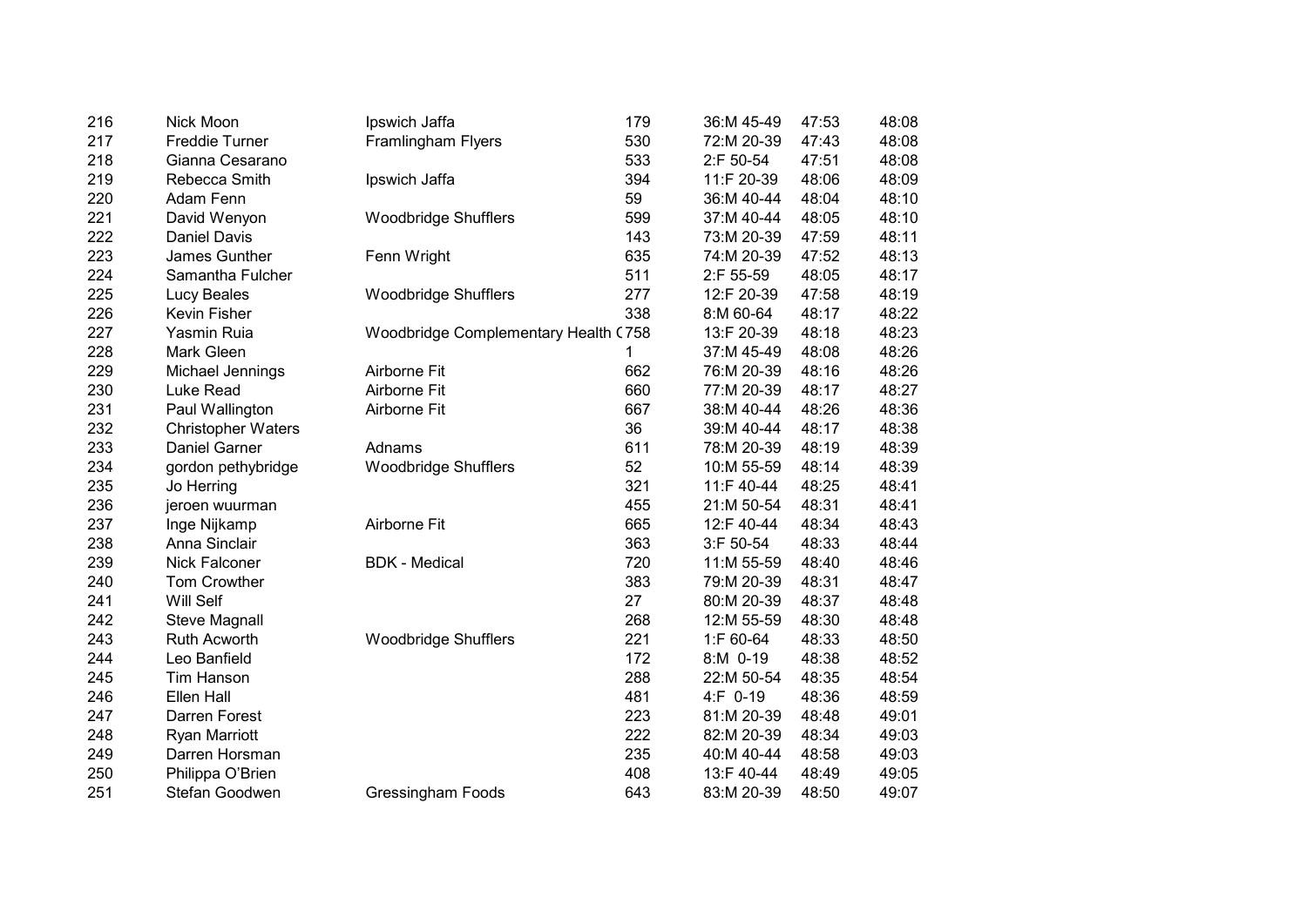| | | | | | | |
|---|---|---|---|---|---|---|
| 216 | Nick Moon | Ipswich Jaffa | 179 | 36:M 45-49 | 47:53 | 48:08 |
| 217 | Freddie Turner | Framlingham Flyers | 530 | 72:M 20-39 | 47:43 | 48:08 |
| 218 | Gianna Cesarano | | 533 | 2:F 50-54 | 47:51 | 48:08 |
| 219 | Rebecca Smith | Ipswich Jaffa | 394 | 11:F 20-39 | 48:06 | 48:09 |
| 220 | Adam Fenn | | 59 | 36:M 40-44 | 48:04 | 48:10 |
| 221 | David Wenyon | Woodbridge Shufflers | 599 | 37:M 40-44 | 48:05 | 48:10 |
| 222 | Daniel Davis | | 143 | 73:M 20-39 | 47:59 | 48:11 |
| 223 | James Gunther | Fenn Wright | 635 | 74:M 20-39 | 47:52 | 48:13 |
| 224 | Samantha Fulcher | | 511 | 2:F 55-59 | 48:05 | 48:17 |
| 225 | Lucy Beales | Woodbridge Shufflers | 277 | 12:F 20-39 | 47:58 | 48:19 |
| 226 | Kevin Fisher | | 338 | 8:M 60-64 | 48:17 | 48:22 |
| 227 | Yasmin Ruia | Woodbridge Complementary Health ( | 758 | 13:F 20-39 | 48:18 | 48:23 |
| 228 | Mark Gleen | | 1 | 37:M 45-49 | 48:08 | 48:26 |
| 229 | Michael Jennings | Airborne Fit | 662 | 76:M 20-39 | 48:16 | 48:26 |
| 230 | Luke Read | Airborne Fit | 660 | 77:M 20-39 | 48:17 | 48:27 |
| 231 | Paul Wallington | Airborne Fit | 667 | 38:M 40-44 | 48:26 | 48:36 |
| 232 | Christopher Waters | | 36 | 39:M 40-44 | 48:17 | 48:38 |
| 233 | Daniel Garner | Adnams | 611 | 78:M 20-39 | 48:19 | 48:39 |
| 234 | gordon pethybridge | Woodbridge Shufflers | 52 | 10:M 55-59 | 48:14 | 48:39 |
| 235 | Jo Herring | | 321 | 11:F 40-44 | 48:25 | 48:41 |
| 236 | jeroen wuurman | | 455 | 21:M 50-54 | 48:31 | 48:41 |
| 237 | Inge Nijkamp | Airborne Fit | 665 | 12:F 40-44 | 48:34 | 48:43 |
| 238 | Anna Sinclair | | 363 | 3:F 50-54 | 48:33 | 48:44 |
| 239 | Nick Falconer | BDK - Medical | 720 | 11:M 55-59 | 48:40 | 48:46 |
| 240 | Tom Crowther | | 383 | 79:M 20-39 | 48:31 | 48:47 |
| 241 | Will Self | | 27 | 80:M 20-39 | 48:37 | 48:48 |
| 242 | Steve Magnall | | 268 | 12:M 55-59 | 48:30 | 48:48 |
| 243 | Ruth Acworth | Woodbridge Shufflers | 221 | 1:F 60-64 | 48:33 | 48:50 |
| 244 | Leo Banfield | | 172 | 8:M 0-19 | 48:38 | 48:52 |
| 245 | Tim Hanson | | 288 | 22:M 50-54 | 48:35 | 48:54 |
| 246 | Ellen Hall | | 481 | 4:F 0-19 | 48:36 | 48:59 |
| 247 | Darren Forest | | 223 | 81:M 20-39 | 48:48 | 49:01 |
| 248 | Ryan Marriott | | 222 | 82:M 20-39 | 48:34 | 49:03 |
| 249 | Darren Horsman | | 235 | 40:M 40-44 | 48:58 | 49:03 |
| 250 | Philippa O'Brien | | 408 | 13:F 40-44 | 48:49 | 49:05 |
| 251 | Stefan Goodwen | Gressingham Foods | 643 | 83:M 20-39 | 48:50 | 49:07 |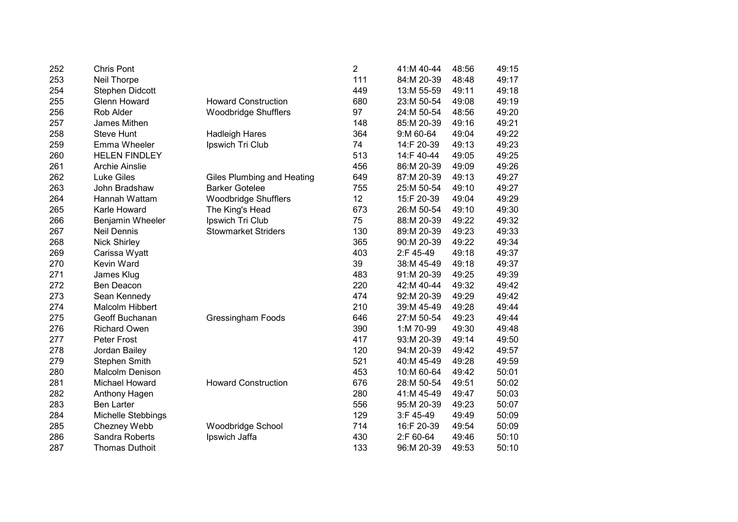| | | | | | | |
|---|---|---|---|---|---|---|
| 252 | Chris Pont | | 2 | 41:M 40-44 | 48:56 | 49:15 |
| 253 | Neil Thorpe | | 111 | 84:M 20-39 | 48:48 | 49:17 |
| 254 | Stephen Didcott | | 449 | 13:M 55-59 | 49:11 | 49:18 |
| 255 | Glenn Howard | Howard Construction | 680 | 23:M 50-54 | 49:08 | 49:19 |
| 256 | Rob Alder | Woodbridge Shufflers | 97 | 24:M 50-54 | 48:56 | 49:20 |
| 257 | James Mithen | | 148 | 85:M 20-39 | 49:16 | 49:21 |
| 258 | Steve Hunt | Hadleigh Hares | 364 | 9:M 60-64 | 49:04 | 49:22 |
| 259 | Emma Wheeler | Ipswich Tri Club | 74 | 14:F 20-39 | 49:13 | 49:23 |
| 260 | HELEN FINDLEY | | 513 | 14:F 40-44 | 49:05 | 49:25 |
| 261 | Archie Ainslie | | 456 | 86:M 20-39 | 49:09 | 49:26 |
| 262 | Luke Giles | Giles Plumbing and Heating | 649 | 87:M 20-39 | 49:13 | 49:27 |
| 263 | John Bradshaw | Barker Gotelee | 755 | 25:M 50-54 | 49:10 | 49:27 |
| 264 | Hannah Wattam | Woodbridge Shufflers | 12 | 15:F 20-39 | 49:04 | 49:29 |
| 265 | Karle Howard | The King's Head | 673 | 26:M 50-54 | 49:10 | 49:30 |
| 266 | Benjamin Wheeler | Ipswich Tri Club | 75 | 88:M 20-39 | 49:22 | 49:32 |
| 267 | Neil Dennis | Stowmarket Striders | 130 | 89:M 20-39 | 49:23 | 49:33 |
| 268 | Nick Shirley | | 365 | 90:M 20-39 | 49:22 | 49:34 |
| 269 | Carissa Wyatt | | 403 | 2:F 45-49 | 49:18 | 49:37 |
| 270 | Kevin Ward | | 39 | 38:M 45-49 | 49:18 | 49:37 |
| 271 | James Klug | | 483 | 91:M 20-39 | 49:25 | 49:39 |
| 272 | Ben Deacon | | 220 | 42:M 40-44 | 49:32 | 49:42 |
| 273 | Sean Kennedy | | 474 | 92:M 20-39 | 49:29 | 49:42 |
| 274 | Malcolm Hibbert | | 210 | 39:M 45-49 | 49:28 | 49:44 |
| 275 | Geoff Buchanan | Gressingham Foods | 646 | 27:M 50-54 | 49:23 | 49:44 |
| 276 | Richard Owen | | 390 | 1:M 70-99 | 49:30 | 49:48 |
| 277 | Peter Frost | | 417 | 93:M 20-39 | 49:14 | 49:50 |
| 278 | Jordan Bailey | | 120 | 94:M 20-39 | 49:42 | 49:57 |
| 279 | Stephen Smith | | 521 | 40:M 45-49 | 49:28 | 49:59 |
| 280 | Malcolm Denison | | 453 | 10:M 60-64 | 49:42 | 50:01 |
| 281 | Michael Howard | Howard Construction | 676 | 28:M 50-54 | 49:51 | 50:02 |
| 282 | Anthony Hagen | | 280 | 41:M 45-49 | 49:47 | 50:03 |
| 283 | Ben Larter | | 556 | 95:M 20-39 | 49:23 | 50:07 |
| 284 | Michelle Stebbings | | 129 | 3:F 45-49 | 49:49 | 50:09 |
| 285 | Chezney Webb | Woodbridge School | 714 | 16:F 20-39 | 49:54 | 50:09 |
| 286 | Sandra Roberts | Ipswich Jaffa | 430 | 2:F 60-64 | 49:46 | 50:10 |
| 287 | Thomas Duthoit | | 133 | 96:M 20-39 | 49:53 | 50:10 |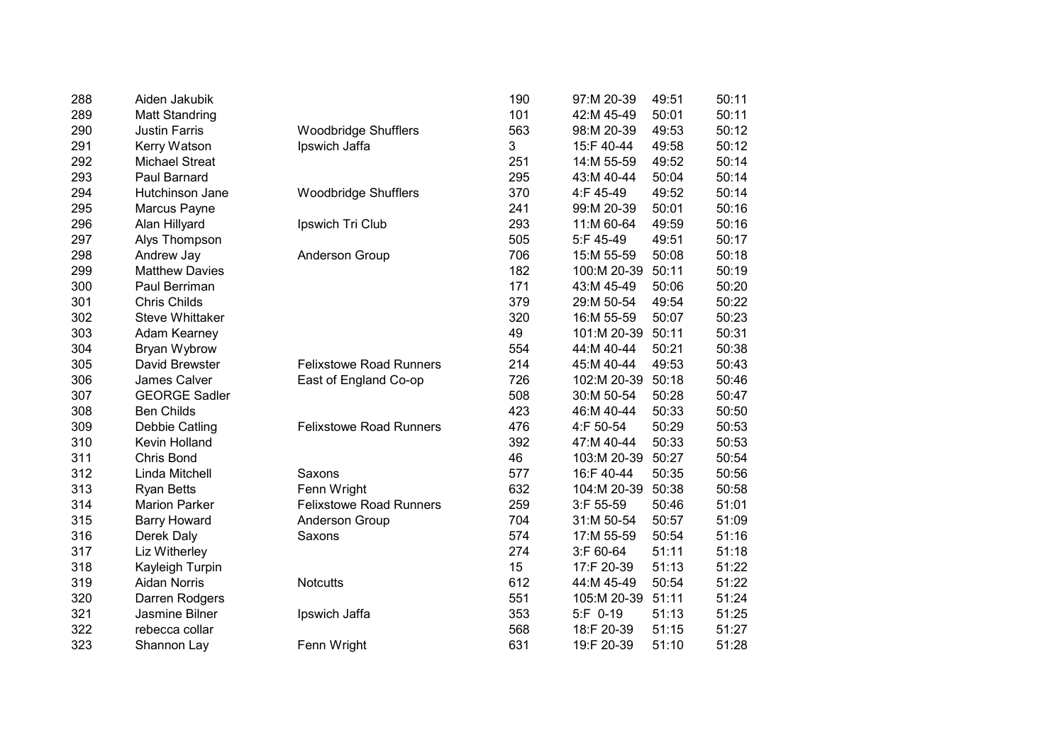| | | | | | | |
|---|---|---|---|---|---|---|
| 288 | Aiden Jakubik | | 190 | 97:M 20-39 | 49:51 | 50:11 |
| 289 | Matt Standring | | 101 | 42:M 45-49 | 50:01 | 50:11 |
| 290 | Justin Farris | Woodbridge Shufflers | 563 | 98:M 20-39 | 49:53 | 50:12 |
| 291 | Kerry Watson | Ipswich Jaffa | 3 | 15:F 40-44 | 49:58 | 50:12 |
| 292 | Michael Streat | | 251 | 14:M 55-59 | 49:52 | 50:14 |
| 293 | Paul Barnard | | 295 | 43:M 40-44 | 50:04 | 50:14 |
| 294 | Hutchinson Jane | Woodbridge Shufflers | 370 | 4:F 45-49 | 49:52 | 50:14 |
| 295 | Marcus Payne | | 241 | 99:M 20-39 | 50:01 | 50:16 |
| 296 | Alan Hillyard | Ipswich Tri Club | 293 | 11:M 60-64 | 49:59 | 50:16 |
| 297 | Alys Thompson | | 505 | 5:F 45-49 | 49:51 | 50:17 |
| 298 | Andrew Jay | Anderson Group | 706 | 15:M 55-59 | 50:08 | 50:18 |
| 299 | Matthew Davies | | 182 | 100:M 20-39 | 50:11 | 50:19 |
| 300 | Paul Berriman | | 171 | 43:M 45-49 | 50:06 | 50:20 |
| 301 | Chris Childs | | 379 | 29:M 50-54 | 49:54 | 50:22 |
| 302 | Steve Whittaker | | 320 | 16:M 55-59 | 50:07 | 50:23 |
| 303 | Adam Kearney | | 49 | 101:M 20-39 | 50:11 | 50:31 |
| 304 | Bryan Wybrow | | 554 | 44:M 40-44 | 50:21 | 50:38 |
| 305 | David Brewster | Felixstowe Road Runners | 214 | 45:M 40-44 | 49:53 | 50:43 |
| 306 | James Calver | East of England Co-op | 726 | 102:M 20-39 | 50:18 | 50:46 |
| 307 | GEORGE Sadler | | 508 | 30:M 50-54 | 50:28 | 50:47 |
| 308 | Ben Childs | | 423 | 46:M 40-44 | 50:33 | 50:50 |
| 309 | Debbie Catling | Felixstowe Road Runners | 476 | 4:F 50-54 | 50:29 | 50:53 |
| 310 | Kevin Holland | | 392 | 47:M 40-44 | 50:33 | 50:53 |
| 311 | Chris Bond | | 46 | 103:M 20-39 | 50:27 | 50:54 |
| 312 | Linda Mitchell | Saxons | 577 | 16:F 40-44 | 50:35 | 50:56 |
| 313 | Ryan Betts | Fenn Wright | 632 | 104:M 20-39 | 50:38 | 50:58 |
| 314 | Marion Parker | Felixstowe Road Runners | 259 | 3:F 55-59 | 50:46 | 51:01 |
| 315 | Barry Howard | Anderson Group | 704 | 31:M 50-54 | 50:57 | 51:09 |
| 316 | Derek Daly | Saxons | 574 | 17:M 55-59 | 50:54 | 51:16 |
| 317 | Liz Witherley | | 274 | 3:F 60-64 | 51:11 | 51:18 |
| 318 | Kayleigh Turpin | | 15 | 17:F 20-39 | 51:13 | 51:22 |
| 319 | Aidan Norris | Notcutts | 612 | 44:M 45-49 | 50:54 | 51:22 |
| 320 | Darren Rodgers | | 551 | 105:M 20-39 | 51:11 | 51:24 |
| 321 | Jasmine Bilner | Ipswich Jaffa | 353 | 5:F 0-19 | 51:13 | 51:25 |
| 322 | rebecca collar | | 568 | 18:F 20-39 | 51:15 | 51:27 |
| 323 | Shannon Lay | Fenn Wright | 631 | 19:F 20-39 | 51:10 | 51:28 |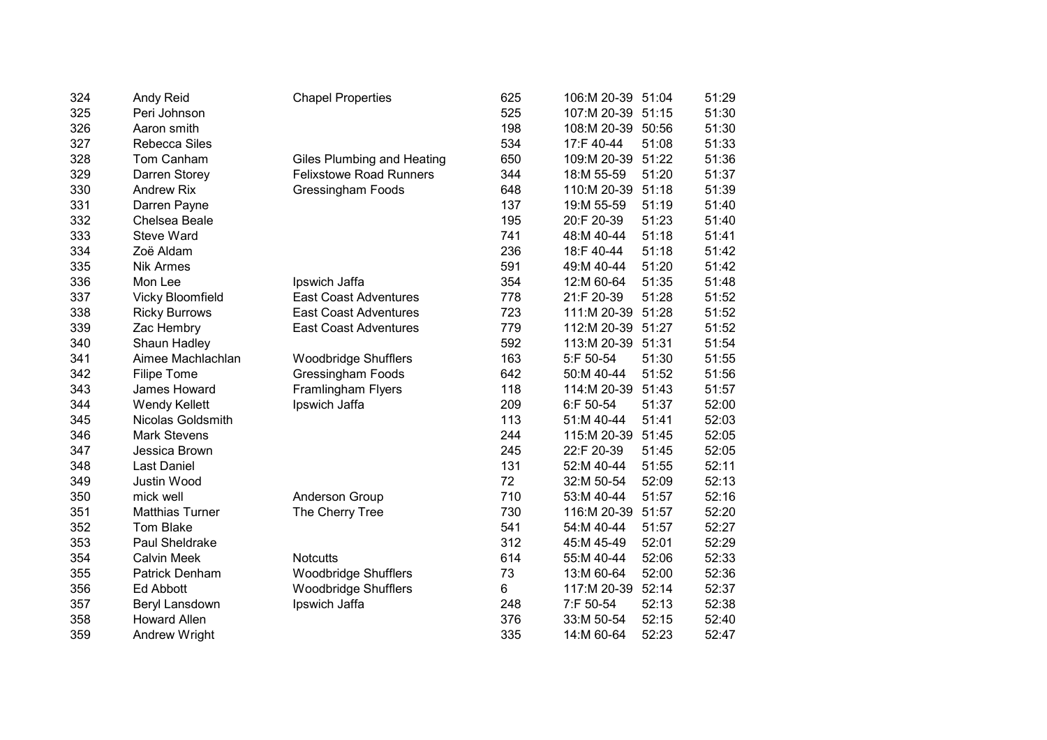| | | | | | | |
|---|---|---|---|---|---|---|
| 324 | Andy Reid | Chapel Properties | 625 | 106:M 20-39 | 51:04 | 51:29 |
| 325 | Peri Johnson | | 525 | 107:M 20-39 | 51:15 | 51:30 |
| 326 | Aaron smith | | 198 | 108:M 20-39 | 50:56 | 51:30 |
| 327 | Rebecca Siles | | 534 | 17:F 40-44 | 51:08 | 51:33 |
| 328 | Tom Canham | Giles Plumbing and Heating | 650 | 109:M 20-39 | 51:22 | 51:36 |
| 329 | Darren Storey | Felixstowe Road Runners | 344 | 18:M 55-59 | 51:20 | 51:37 |
| 330 | Andrew Rix | Gressingham Foods | 648 | 110:M 20-39 | 51:18 | 51:39 |
| 331 | Darren Payne | | 137 | 19:M 55-59 | 51:19 | 51:40 |
| 332 | Chelsea Beale | | 195 | 20:F 20-39 | 51:23 | 51:40 |
| 333 | Steve Ward | | 741 | 48:M 40-44 | 51:18 | 51:41 |
| 334 | Zoë Aldam | | 236 | 18:F 40-44 | 51:18 | 51:42 |
| 335 | Nik Armes | | 591 | 49:M 40-44 | 51:20 | 51:42 |
| 336 | Mon Lee | Ipswich Jaffa | 354 | 12:M 60-64 | 51:35 | 51:48 |
| 337 | Vicky Bloomfield | East Coast Adventures | 778 | 21:F 20-39 | 51:28 | 51:52 |
| 338 | Ricky Burrows | East Coast Adventures | 723 | 111:M 20-39 | 51:28 | 51:52 |
| 339 | Zac Hembry | East Coast Adventures | 779 | 112:M 20-39 | 51:27 | 51:52 |
| 340 | Shaun Hadley | | 592 | 113:M 20-39 | 51:31 | 51:54 |
| 341 | Aimee Machlachlan | Woodbridge Shufflers | 163 | 5:F 50-54 | 51:30 | 51:55 |
| 342 | Filipe Tome | Gressingham Foods | 642 | 50:M 40-44 | 51:52 | 51:56 |
| 343 | James Howard | Framlingham Flyers | 118 | 114:M 20-39 | 51:43 | 51:57 |
| 344 | Wendy Kellett | Ipswich Jaffa | 209 | 6:F 50-54 | 51:37 | 52:00 |
| 345 | Nicolas Goldsmith | | 113 | 51:M 40-44 | 51:41 | 52:03 |
| 346 | Mark Stevens | | 244 | 115:M 20-39 | 51:45 | 52:05 |
| 347 | Jessica Brown | | 245 | 22:F 20-39 | 51:45 | 52:05 |
| 348 | Last Daniel | | 131 | 52:M 40-44 | 51:55 | 52:11 |
| 349 | Justin Wood | | 72 | 32:M 50-54 | 52:09 | 52:13 |
| 350 | mick well | Anderson Group | 710 | 53:M 40-44 | 51:57 | 52:16 |
| 351 | Matthias Turner | The Cherry Tree | 730 | 116:M 20-39 | 51:57 | 52:20 |
| 352 | Tom Blake | | 541 | 54:M 40-44 | 51:57 | 52:27 |
| 353 | Paul Sheldrake | | 312 | 45:M 45-49 | 52:01 | 52:29 |
| 354 | Calvin Meek | Notcutts | 614 | 55:M 40-44 | 52:06 | 52:33 |
| 355 | Patrick Denham | Woodbridge Shufflers | 73 | 13:M 60-64 | 52:00 | 52:36 |
| 356 | Ed Abbott | Woodbridge Shufflers | 6 | 117:M 20-39 | 52:14 | 52:37 |
| 357 | Beryl Lansdown | Ipswich Jaffa | 248 | 7:F 50-54 | 52:13 | 52:38 |
| 358 | Howard Allen | | 376 | 33:M 50-54 | 52:15 | 52:40 |
| 359 | Andrew Wright | | 335 | 14:M 60-64 | 52:23 | 52:47 |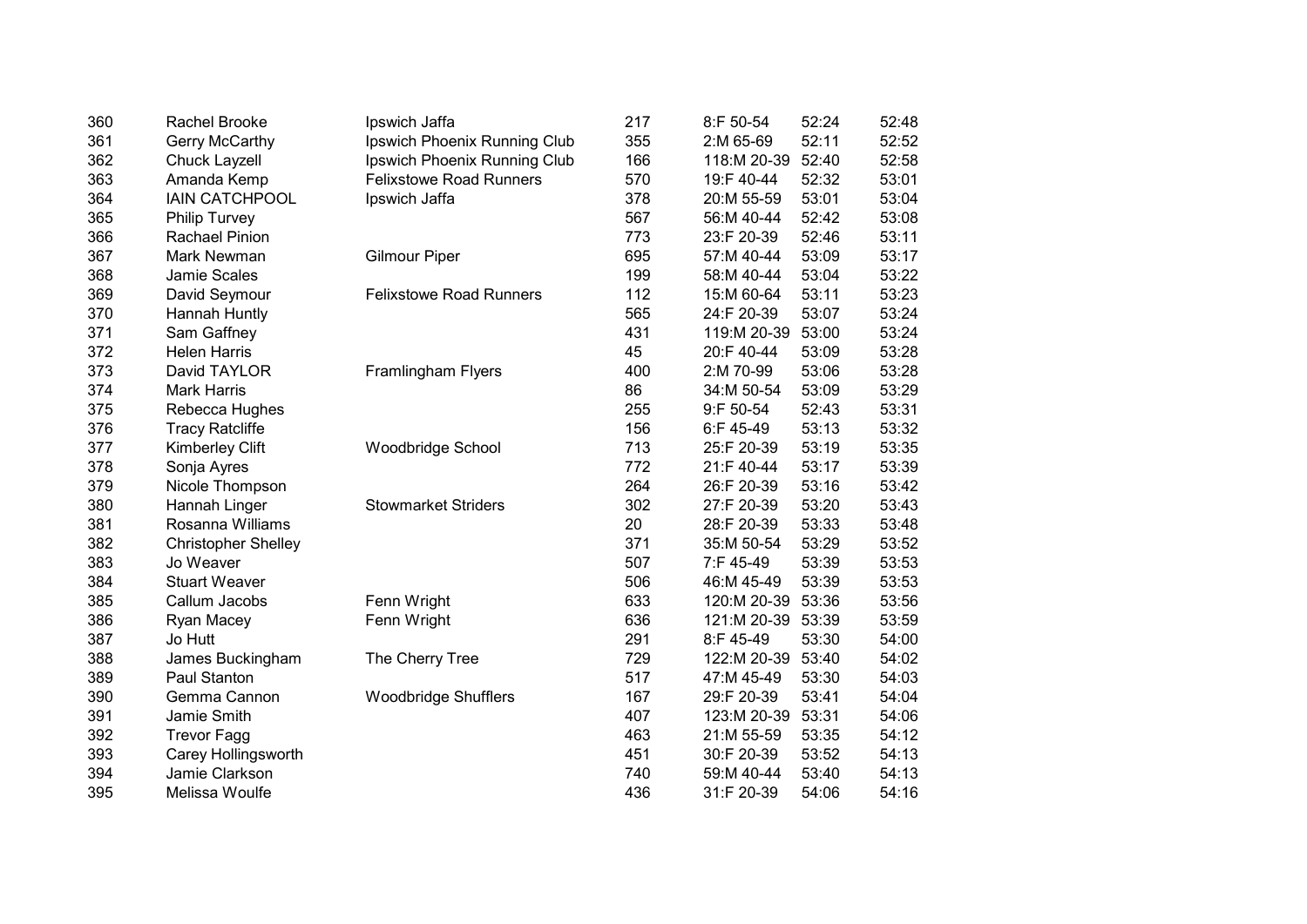| | | | | | | |
|---|---|---|---|---|---|---|
| 360 | Rachel Brooke | Ipswich Jaffa | 217 | 8:F 50-54 | 52:24 | 52:48 |
| 361 | Gerry McCarthy | Ipswich Phoenix Running Club | 355 | 2:M 65-69 | 52:11 | 52:52 |
| 362 | Chuck Layzell | Ipswich Phoenix Running Club | 166 | 118:M 20-39 | 52:40 | 52:58 |
| 363 | Amanda Kemp | Felixstowe Road Runners | 570 | 19:F 40-44 | 52:32 | 53:01 |
| 364 | IAIN CATCHPOOL | Ipswich Jaffa | 378 | 20:M 55-59 | 53:01 | 53:04 |
| 365 | Philip Turvey | | 567 | 56:M 40-44 | 52:42 | 53:08 |
| 366 | Rachael Pinion | | 773 | 23:F 20-39 | 52:46 | 53:11 |
| 367 | Mark Newman | Gilmour Piper | 695 | 57:M 40-44 | 53:09 | 53:17 |
| 368 | Jamie Scales | | 199 | 58:M 40-44 | 53:04 | 53:22 |
| 369 | David Seymour | Felixstowe Road Runners | 112 | 15:M 60-64 | 53:11 | 53:23 |
| 370 | Hannah Huntly | | 565 | 24:F 20-39 | 53:07 | 53:24 |
| 371 | Sam Gaffney | | 431 | 119:M 20-39 | 53:00 | 53:24 |
| 372 | Helen Harris | | 45 | 20:F 40-44 | 53:09 | 53:28 |
| 373 | David TAYLOR | Framlingham Flyers | 400 | 2:M 70-99 | 53:06 | 53:28 |
| 374 | Mark Harris | | 86 | 34:M 50-54 | 53:09 | 53:29 |
| 375 | Rebecca Hughes | | 255 | 9:F 50-54 | 52:43 | 53:31 |
| 376 | Tracy Ratcliffe | | 156 | 6:F 45-49 | 53:13 | 53:32 |
| 377 | Kimberley Clift | Woodbridge School | 713 | 25:F 20-39 | 53:19 | 53:35 |
| 378 | Sonja Ayres | | 772 | 21:F 40-44 | 53:17 | 53:39 |
| 379 | Nicole Thompson | | 264 | 26:F 20-39 | 53:16 | 53:42 |
| 380 | Hannah Linger | Stowmarket Striders | 302 | 27:F 20-39 | 53:20 | 53:43 |
| 381 | Rosanna Williams | | 20 | 28:F 20-39 | 53:33 | 53:48 |
| 382 | Christopher Shelley | | 371 | 35:M 50-54 | 53:29 | 53:52 |
| 383 | Jo Weaver | | 507 | 7:F 45-49 | 53:39 | 53:53 |
| 384 | Stuart Weaver | | 506 | 46:M 45-49 | 53:39 | 53:53 |
| 385 | Callum Jacobs | Fenn Wright | 633 | 120:M 20-39 | 53:36 | 53:56 |
| 386 | Ryan Macey | Fenn Wright | 636 | 121:M 20-39 | 53:39 | 53:59 |
| 387 | Jo Hutt | | 291 | 8:F 45-49 | 53:30 | 54:00 |
| 388 | James Buckingham | The Cherry Tree | 729 | 122:M 20-39 | 53:40 | 54:02 |
| 389 | Paul Stanton | | 517 | 47:M 45-49 | 53:30 | 54:03 |
| 390 | Gemma Cannon | Woodbridge Shufflers | 167 | 29:F 20-39 | 53:41 | 54:04 |
| 391 | Jamie Smith | | 407 | 123:M 20-39 | 53:31 | 54:06 |
| 392 | Trevor Fagg | | 463 | 21:M 55-59 | 53:35 | 54:12 |
| 393 | Carey Hollingsworth | | 451 | 30:F 20-39 | 53:52 | 54:13 |
| 394 | Jamie Clarkson | | 740 | 59:M 40-44 | 53:40 | 54:13 |
| 395 | Melissa Woulfe | | 436 | 31:F 20-39 | 54:06 | 54:16 |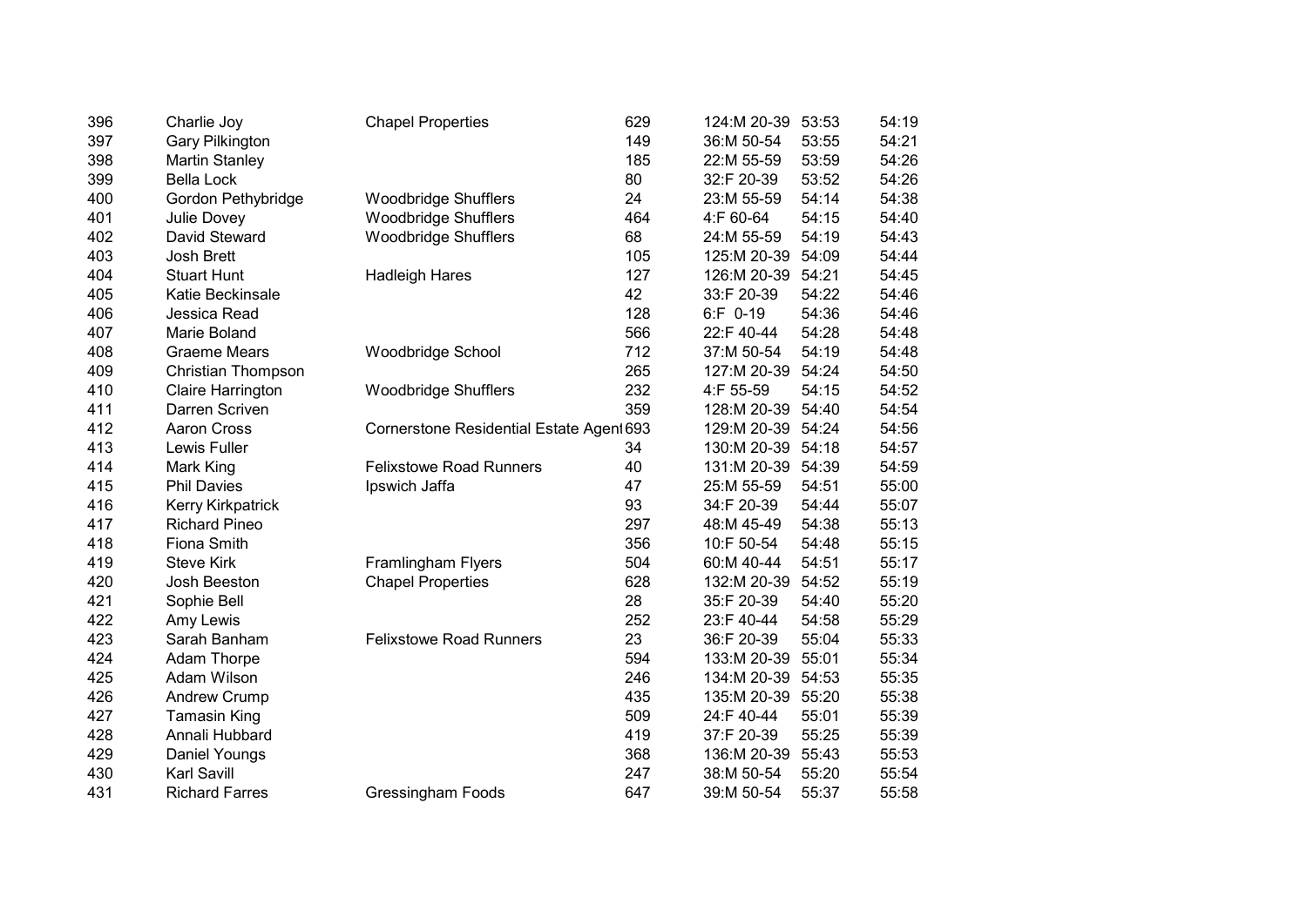| | | | | | | |
|---|---|---|---|---|---|---|
| 396 | Charlie Joy | Chapel Properties | 629 | 124:M 20-39 | 53:53 | 54:19 |
| 397 | Gary Pilkington | | 149 | 36:M 50-54 | 53:55 | 54:21 |
| 398 | Martin Stanley | | 185 | 22:M 55-59 | 53:59 | 54:26 |
| 399 | Bella Lock | | 80 | 32:F 20-39 | 53:52 | 54:26 |
| 400 | Gordon Pethybridge | Woodbridge Shufflers | 24 | 23:M 55-59 | 54:14 | 54:38 |
| 401 | Julie Dovey | Woodbridge Shufflers | 464 | 4:F 60-64 | 54:15 | 54:40 |
| 402 | David Steward | Woodbridge Shufflers | 68 | 24:M 55-59 | 54:19 | 54:43 |
| 403 | Josh Brett | | 105 | 125:M 20-39 | 54:09 | 54:44 |
| 404 | Stuart Hunt | Hadleigh Hares | 127 | 126:M 20-39 | 54:21 | 54:45 |
| 405 | Katie Beckinsale | | 42 | 33:F 20-39 | 54:22 | 54:46 |
| 406 | Jessica Read | | 128 | 6:F 0-19 | 54:36 | 54:46 |
| 407 | Marie Boland | | 566 | 22:F 40-44 | 54:28 | 54:48 |
| 408 | Graeme Mears | Woodbridge School | 712 | 37:M 50-54 | 54:19 | 54:48 |
| 409 | Christian Thompson | | 265 | 127:M 20-39 | 54:24 | 54:50 |
| 410 | Claire Harrington | Woodbridge Shufflers | 232 | 4:F 55-59 | 54:15 | 54:52 |
| 411 | Darren Scriven | | 359 | 128:M 20-39 | 54:40 | 54:54 |
| 412 | Aaron Cross | Cornerstone Residential Estate Agent | 693 | 129:M 20-39 | 54:24 | 54:56 |
| 413 | Lewis Fuller | | 34 | 130:M 20-39 | 54:18 | 54:57 |
| 414 | Mark King | Felixstowe Road Runners | 40 | 131:M 20-39 | 54:39 | 54:59 |
| 415 | Phil Davies | Ipswich Jaffa | 47 | 25:M 55-59 | 54:51 | 55:00 |
| 416 | Kerry Kirkpatrick | | 93 | 34:F 20-39 | 54:44 | 55:07 |
| 417 | Richard Pineo | | 297 | 48:M 45-49 | 54:38 | 55:13 |
| 418 | Fiona Smith | | 356 | 10:F 50-54 | 54:48 | 55:15 |
| 419 | Steve Kirk | Framlingham Flyers | 504 | 60:M 40-44 | 54:51 | 55:17 |
| 420 | Josh Beeston | Chapel Properties | 628 | 132:M 20-39 | 54:52 | 55:19 |
| 421 | Sophie Bell | | 28 | 35:F 20-39 | 54:40 | 55:20 |
| 422 | Amy Lewis | | 252 | 23:F 40-44 | 54:58 | 55:29 |
| 423 | Sarah Banham | Felixstowe Road Runners | 23 | 36:F 20-39 | 55:04 | 55:33 |
| 424 | Adam Thorpe | | 594 | 133:M 20-39 | 55:01 | 55:34 |
| 425 | Adam Wilson | | 246 | 134:M 20-39 | 54:53 | 55:35 |
| 426 | Andrew Crump | | 435 | 135:M 20-39 | 55:20 | 55:38 |
| 427 | Tamasin King | | 509 | 24:F 40-44 | 55:01 | 55:39 |
| 428 | Annali Hubbard | | 419 | 37:F 20-39 | 55:25 | 55:39 |
| 429 | Daniel Youngs | | 368 | 136:M 20-39 | 55:43 | 55:53 |
| 430 | Karl Savill | | 247 | 38:M 50-54 | 55:20 | 55:54 |
| 431 | Richard Farres | Gressingham Foods | 647 | 39:M 50-54 | 55:37 | 55:58 |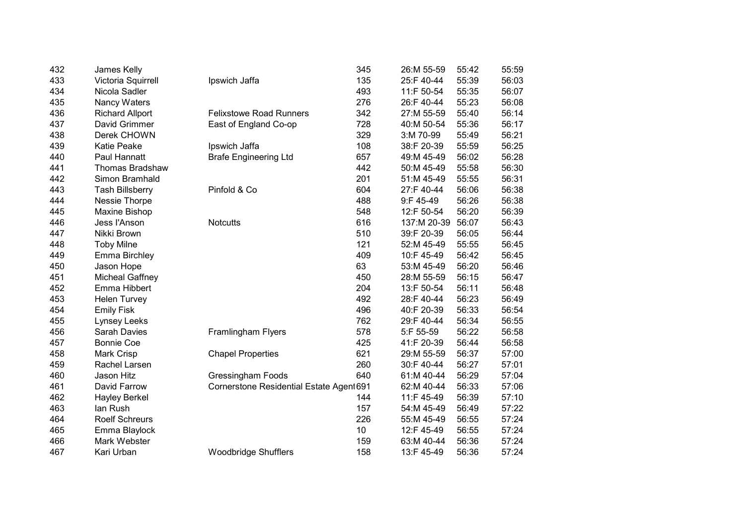| | | | | | | |
|---|---|---|---|---|---|---|
| 432 | James Kelly | | 345 | 26:M 55-59 | 55:42 | 55:59 |
| 433 | Victoria Squirrell | Ipswich Jaffa | 135 | 25:F 40-44 | 55:39 | 56:03 |
| 434 | Nicola Sadler | | 493 | 11:F 50-54 | 55:35 | 56:07 |
| 435 | Nancy Waters | | 276 | 26:F 40-44 | 55:23 | 56:08 |
| 436 | Richard Allport | Felixstowe Road Runners | 342 | 27:M 55-59 | 55:40 | 56:14 |
| 437 | David Grimmer | East of England Co-op | 728 | 40:M 50-54 | 55:36 | 56:17 |
| 438 | Derek CHOWN | | 329 | 3:M 70-99 | 55:49 | 56:21 |
| 439 | Katie Peake | Ipswich Jaffa | 108 | 38:F 20-39 | 55:59 | 56:25 |
| 440 | Paul Hannatt | Brafe Engineering Ltd | 657 | 49:M 45-49 | 56:02 | 56:28 |
| 441 | Thomas Bradshaw | | 442 | 50:M 45-49 | 55:58 | 56:30 |
| 442 | Simon Bramhald | | 201 | 51:M 45-49 | 55:55 | 56:31 |
| 443 | Tash Billsberry | Pinfold & Co | 604 | 27:F 40-44 | 56:06 | 56:38 |
| 444 | Nessie Thorpe | | 488 | 9:F 45-49 | 56:26 | 56:38 |
| 445 | Maxine Bishop | | 548 | 12:F 50-54 | 56:20 | 56:39 |
| 446 | Jess I'Anson | Notcutts | 616 | 137:M 20-39 | 56:07 | 56:43 |
| 447 | Nikki Brown | | 510 | 39:F 20-39 | 56:05 | 56:44 |
| 448 | Toby Milne | | 121 | 52:M 45-49 | 55:55 | 56:45 |
| 449 | Emma Birchley | | 409 | 10:F 45-49 | 56:42 | 56:45 |
| 450 | Jason Hope | | 63 | 53:M 45-49 | 56:20 | 56:46 |
| 451 | Micheal Gaffney | | 450 | 28:M 55-59 | 56:15 | 56:47 |
| 452 | Emma Hibbert | | 204 | 13:F 50-54 | 56:11 | 56:48 |
| 453 | Helen Turvey | | 492 | 28:F 40-44 | 56:23 | 56:49 |
| 454 | Emily Fisk | | 496 | 40:F 20-39 | 56:33 | 56:54 |
| 455 | Lynsey Leeks | | 762 | 29:F 40-44 | 56:34 | 56:55 |
| 456 | Sarah Davies | Framlingham Flyers | 578 | 5:F 55-59 | 56:22 | 56:58 |
| 457 | Bonnie Coe | | 425 | 41:F 20-39 | 56:44 | 56:58 |
| 458 | Mark Crisp | Chapel Properties | 621 | 29:M 55-59 | 56:37 | 57:00 |
| 459 | Rachel Larsen | | 260 | 30:F 40-44 | 56:27 | 57:01 |
| 460 | Jason Hitz | Gressingham Foods | 640 | 61:M 40-44 | 56:29 | 57:04 |
| 461 | David Farrow | Cornerstone Residential Estate Agent | 691 | 62:M 40-44 | 56:33 | 57:06 |
| 462 | Hayley Berkel | | 144 | 11:F 45-49 | 56:39 | 57:10 |
| 463 | Ian Rush | | 157 | 54:M 45-49 | 56:49 | 57:22 |
| 464 | Roelf Schreurs | | 226 | 55:M 45-49 | 56:55 | 57:24 |
| 465 | Emma Blaylock | | 10 | 12:F 45-49 | 56:55 | 57:24 |
| 466 | Mark Webster | | 159 | 63:M 40-44 | 56:36 | 57:24 |
| 467 | Kari Urban | Woodbridge Shufflers | 158 | 13:F 45-49 | 56:36 | 57:24 |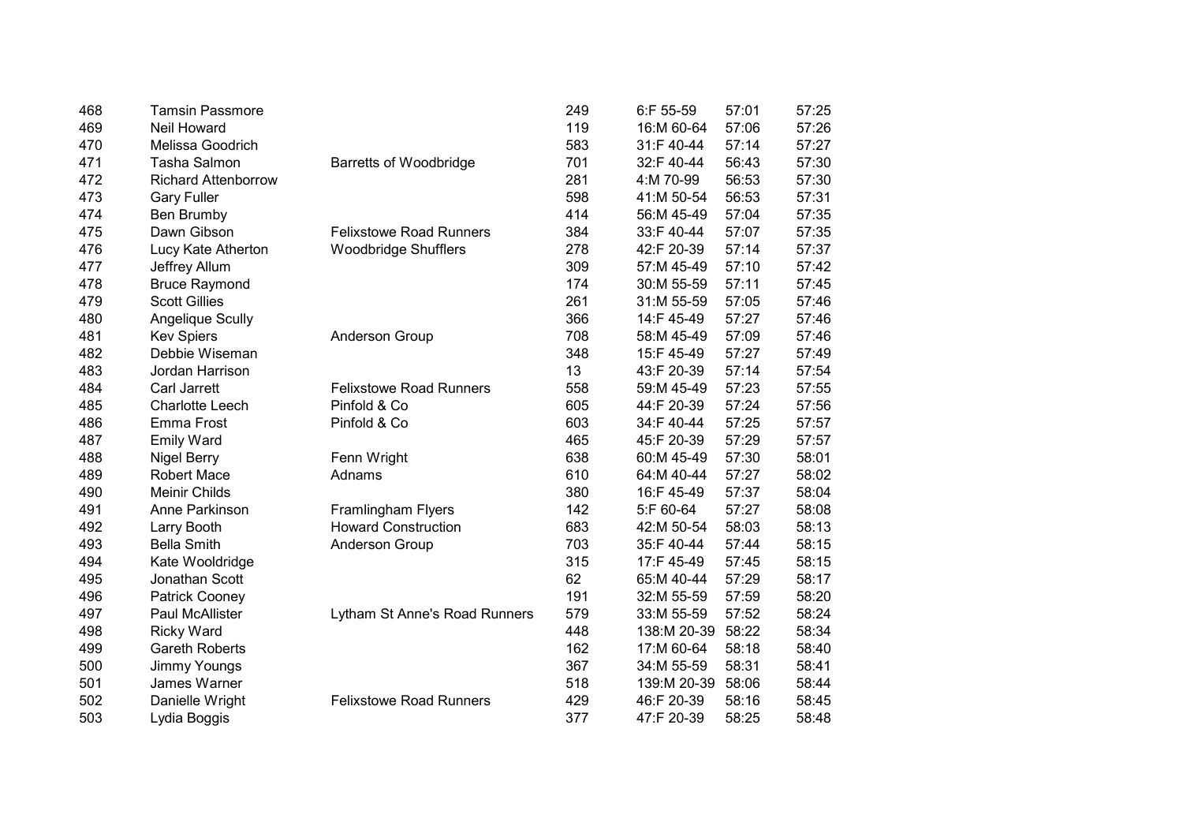| | | | | | | |
|---|---|---|---|---|---|---|
| 468 | Tamsin Passmore | | 249 | 6:F 55-59 | 57:01 | 57:25 |
| 469 | Neil Howard | | 119 | 16:M 60-64 | 57:06 | 57:26 |
| 470 | Melissa Goodrich | | 583 | 31:F 40-44 | 57:14 | 57:27 |
| 471 | Tasha Salmon | Barretts of Woodbridge | 701 | 32:F 40-44 | 56:43 | 57:30 |
| 472 | Richard Attenborrow | | 281 | 4:M 70-99 | 56:53 | 57:30 |
| 473 | Gary Fuller | | 598 | 41:M 50-54 | 56:53 | 57:31 |
| 474 | Ben Brumby | | 414 | 56:M 45-49 | 57:04 | 57:35 |
| 475 | Dawn Gibson | Felixstowe Road Runners | 384 | 33:F 40-44 | 57:07 | 57:35 |
| 476 | Lucy Kate Atherton | Woodbridge Shufflers | 278 | 42:F 20-39 | 57:14 | 57:37 |
| 477 | Jeffrey Allum | | 309 | 57:M 45-49 | 57:10 | 57:42 |
| 478 | Bruce Raymond | | 174 | 30:M 55-59 | 57:11 | 57:45 |
| 479 | Scott Gillies | | 261 | 31:M 55-59 | 57:05 | 57:46 |
| 480 | Angelique Scully | | 366 | 14:F 45-49 | 57:27 | 57:46 |
| 481 | Kev Spiers | Anderson Group | 708 | 58:M 45-49 | 57:09 | 57:46 |
| 482 | Debbie Wiseman | | 348 | 15:F 45-49 | 57:27 | 57:49 |
| 483 | Jordan Harrison | | 13 | 43:F 20-39 | 57:14 | 57:54 |
| 484 | Carl Jarrett | Felixstowe Road Runners | 558 | 59:M 45-49 | 57:23 | 57:55 |
| 485 | Charlotte Leech | Pinfold & Co | 605 | 44:F 20-39 | 57:24 | 57:56 |
| 486 | Emma Frost | Pinfold & Co | 603 | 34:F 40-44 | 57:25 | 57:57 |
| 487 | Emily Ward | | 465 | 45:F 20-39 | 57:29 | 57:57 |
| 488 | Nigel Berry | Fenn Wright | 638 | 60:M 45-49 | 57:30 | 58:01 |
| 489 | Robert Mace | Adnams | 610 | 64:M 40-44 | 57:27 | 58:02 |
| 490 | Meinir Childs | | 380 | 16:F 45-49 | 57:37 | 58:04 |
| 491 | Anne Parkinson | Framlingham Flyers | 142 | 5:F 60-64 | 57:27 | 58:08 |
| 492 | Larry Booth | Howard Construction | 683 | 42:M 50-54 | 58:03 | 58:13 |
| 493 | Bella Smith | Anderson Group | 703 | 35:F 40-44 | 57:44 | 58:15 |
| 494 | Kate Wooldridge | | 315 | 17:F 45-49 | 57:45 | 58:15 |
| 495 | Jonathan Scott | | 62 | 65:M 40-44 | 57:29 | 58:17 |
| 496 | Patrick Cooney | | 191 | 32:M 55-59 | 57:59 | 58:20 |
| 497 | Paul McAllister | Lytham St Anne's Road Runners | 579 | 33:M 55-59 | 57:52 | 58:24 |
| 498 | Ricky Ward | | 448 | 138:M 20-39 | 58:22 | 58:34 |
| 499 | Gareth Roberts | | 162 | 17:M 60-64 | 58:18 | 58:40 |
| 500 | Jimmy Youngs | | 367 | 34:M 55-59 | 58:31 | 58:41 |
| 501 | James Warner | | 518 | 139:M 20-39 | 58:06 | 58:44 |
| 502 | Danielle Wright | Felixstowe Road Runners | 429 | 46:F 20-39 | 58:16 | 58:45 |
| 503 | Lydia Boggis | | 377 | 47:F 20-39 | 58:25 | 58:48 |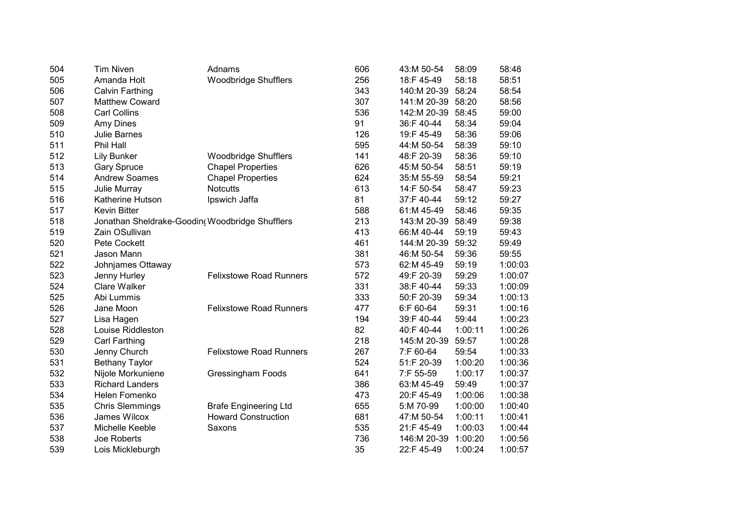| | | | | | | |
|---|---|---|---|---|---|---|
| 504 | Tim Niven | Adnams | 606 | 43:M 50-54 | 58:09 | 58:48 |
| 505 | Amanda Holt | Woodbridge Shufflers | 256 | 18:F 45-49 | 58:18 | 58:51 |
| 506 | Calvin Farthing | | 343 | 140:M 20-39 | 58:24 | 58:54 |
| 507 | Matthew Coward | | 307 | 141:M 20-39 | 58:20 | 58:56 |
| 508 | Carl Collins | | 536 | 142:M 20-39 | 58:45 | 59:00 |
| 509 | Amy Dines | | 91 | 36:F 40-44 | 58:34 | 59:04 |
| 510 | Julie Barnes | | 126 | 19:F 45-49 | 58:36 | 59:06 |
| 511 | Phil Hall | | 595 | 44:M 50-54 | 58:39 | 59:10 |
| 512 | Lily Bunker | Woodbridge Shufflers | 141 | 48:F 20-39 | 58:36 | 59:10 |
| 513 | Gary Spruce | Chapel Properties | 626 | 45:M 50-54 | 58:51 | 59:19 |
| 514 | Andrew Soames | Chapel Properties | 624 | 35:M 55-59 | 58:54 | 59:21 |
| 515 | Julie Murray | Notcutts | 613 | 14:F 50-54 | 58:47 | 59:23 |
| 516 | Katherine Hutson | Ipswich Jaffa | 81 | 37:F 40-44 | 59:12 | 59:27 |
| 517 | Kevin Bitter | | 588 | 61:M 45-49 | 58:46 | 59:35 |
| 518 | Jonathan Sheldrake-Gooding | Woodbridge Shufflers | 213 | 143:M 20-39 | 58:49 | 59:38 |
| 519 | Zain OSullivan | | 413 | 66:M 40-44 | 59:19 | 59:43 |
| 520 | Pete Cockett | | 461 | 144:M 20-39 | 59:32 | 59:49 |
| 521 | Jason Mann | | 381 | 46:M 50-54 | 59:36 | 59:55 |
| 522 | Johnjames Ottaway | | 573 | 62:M 45-49 | 59:19 | 1:00:03 |
| 523 | Jenny Hurley | Felixstowe Road Runners | 572 | 49:F 20-39 | 59:29 | 1:00:07 |
| 524 | Clare Walker | | 331 | 38:F 40-44 | 59:33 | 1:00:09 |
| 525 | Abi Lummis | | 333 | 50:F 20-39 | 59:34 | 1:00:13 |
| 526 | Jane Moon | Felixstowe Road Runners | 477 | 6:F 60-64 | 59:31 | 1:00:16 |
| 527 | Lisa Hagen | | 194 | 39:F 40-44 | 59:44 | 1:00:23 |
| 528 | Louise Riddleston | | 82 | 40:F 40-44 | 1:00:11 | 1:00:26 |
| 529 | Carl Farthing | | 218 | 145:M 20-39 | 59:57 | 1:00:28 |
| 530 | Jenny Church | Felixstowe Road Runners | 267 | 7:F 60-64 | 59:54 | 1:00:33 |
| 531 | Bethany Taylor | | 524 | 51:F 20-39 | 1:00:20 | 1:00:36 |
| 532 | Nijole Morkuniene | Gressingham Foods | 641 | 7:F 55-59 | 1:00:17 | 1:00:37 |
| 533 | Richard Landers | | 386 | 63:M 45-49 | 59:49 | 1:00:37 |
| 534 | Helen Fomenko | | 473 | 20:F 45-49 | 1:00:06 | 1:00:38 |
| 535 | Chris Slemmings | Brafe Engineering Ltd | 655 | 5:M 70-99 | 1:00:00 | 1:00:40 |
| 536 | James Wilcox | Howard Construction | 681 | 47:M 50-54 | 1:00:11 | 1:00:41 |
| 537 | Michelle Keeble | Saxons | 535 | 21:F 45-49 | 1:00:03 | 1:00:44 |
| 538 | Joe Roberts | | 736 | 146:M 20-39 | 1:00:20 | 1:00:56 |
| 539 | Lois Mickleburgh | | 35 | 22:F 45-49 | 1:00:24 | 1:00:57 |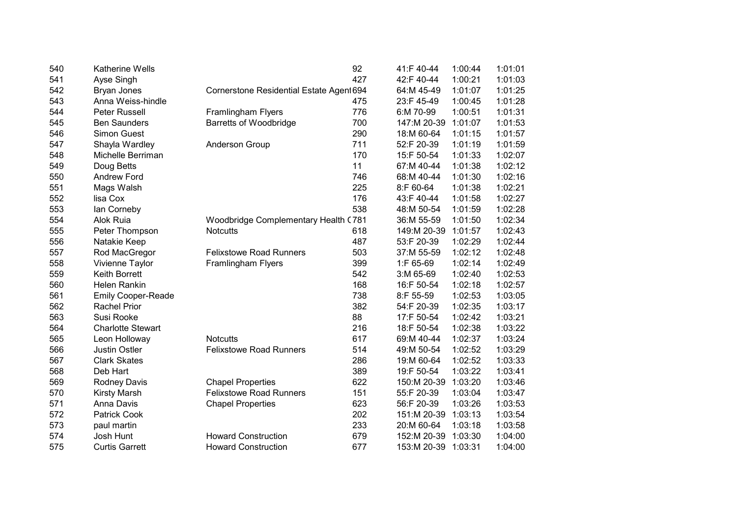| | | | | | | |
|---|---|---|---|---|---|---|
| 540 | Katherine Wells | | 92 | 41:F 40-44 | 1:00:44 | 1:01:01 |
| 541 | Ayse Singh | | 427 | 42:F 40-44 | 1:00:21 | 1:01:03 |
| 542 | Bryan Jones | Cornerstone Residential Estate Agent | 694 | 64:M 45-49 | 1:01:07 | 1:01:25 |
| 543 | Anna Weiss-hindle | | 475 | 23:F 45-49 | 1:00:45 | 1:01:28 |
| 544 | Peter Russell | Framlingham Flyers | 776 | 6:M 70-99 | 1:00:51 | 1:01:31 |
| 545 | Ben Saunders | Barretts of Woodbridge | 700 | 147:M 20-39 | 1:01:07 | 1:01:53 |
| 546 | Simon Guest | | 290 | 18:M 60-64 | 1:01:15 | 1:01:57 |
| 547 | Shayla Wardley | Anderson Group | 711 | 52:F 20-39 | 1:01:19 | 1:01:59 |
| 548 | Michelle Berriman | | 170 | 15:F 50-54 | 1:01:33 | 1:02:07 |
| 549 | Doug Betts | | 11 | 67:M 40-44 | 1:01:38 | 1:02:12 |
| 550 | Andrew Ford | | 746 | 68:M 40-44 | 1:01:30 | 1:02:16 |
| 551 | Mags Walsh | | 225 | 8:F 60-64 | 1:01:38 | 1:02:21 |
| 552 | lisa Cox | | 176 | 43:F 40-44 | 1:01:58 | 1:02:27 |
| 553 | Ian Corneby | | 538 | 48:M 50-54 | 1:01:59 | 1:02:28 |
| 554 | Alok Ruia | Woodbridge Complementary Health ( | 781 | 36:M 55-59 | 1:01:50 | 1:02:34 |
| 555 | Peter Thompson | Notcutts | 618 | 149:M 20-39 | 1:01:57 | 1:02:43 |
| 556 | Natakie Keep | | 487 | 53:F 20-39 | 1:02:29 | 1:02:44 |
| 557 | Rod MacGregor | Felixstowe Road Runners | 503 | 37:M 55-59 | 1:02:12 | 1:02:48 |
| 558 | Vivienne Taylor | Framlingham Flyers | 399 | 1:F 65-69 | 1:02:14 | 1:02:49 |
| 559 | Keith Borrett | | 542 | 3:M 65-69 | 1:02:40 | 1:02:53 |
| 560 | Helen Rankin | | 168 | 16:F 50-54 | 1:02:18 | 1:02:57 |
| 561 | Emily Cooper-Reade | | 738 | 8:F 55-59 | 1:02:53 | 1:03:05 |
| 562 | Rachel Prior | | 382 | 54:F 20-39 | 1:02:35 | 1:03:17 |
| 563 | Susi Rooke | | 88 | 17:F 50-54 | 1:02:42 | 1:03:21 |
| 564 | Charlotte Stewart | | 216 | 18:F 50-54 | 1:02:38 | 1:03:22 |
| 565 | Leon Holloway | Notcutts | 617 | 69:M 40-44 | 1:02:37 | 1:03:24 |
| 566 | Justin Ostler | Felixstowe Road Runners | 514 | 49:M 50-54 | 1:02:52 | 1:03:29 |
| 567 | Clark Skates | | 286 | 19:M 60-64 | 1:02:52 | 1:03:33 |
| 568 | Deb Hart | | 389 | 19:F 50-54 | 1:03:22 | 1:03:41 |
| 569 | Rodney Davis | Chapel Properties | 622 | 150:M 20-39 | 1:03:20 | 1:03:46 |
| 570 | Kirsty Marsh | Felixstowe Road Runners | 151 | 55:F 20-39 | 1:03:04 | 1:03:47 |
| 571 | Anna Davis | Chapel Properties | 623 | 56:F 20-39 | 1:03:26 | 1:03:53 |
| 572 | Patrick Cook | | 202 | 151:M 20-39 | 1:03:13 | 1:03:54 |
| 573 | paul martin | | 233 | 20:M 60-64 | 1:03:18 | 1:03:58 |
| 574 | Josh Hunt | Howard Construction | 679 | 152:M 20-39 | 1:03:30 | 1:04:00 |
| 575 | Curtis Garrett | Howard Construction | 677 | 153:M 20-39 | 1:03:31 | 1:04:00 |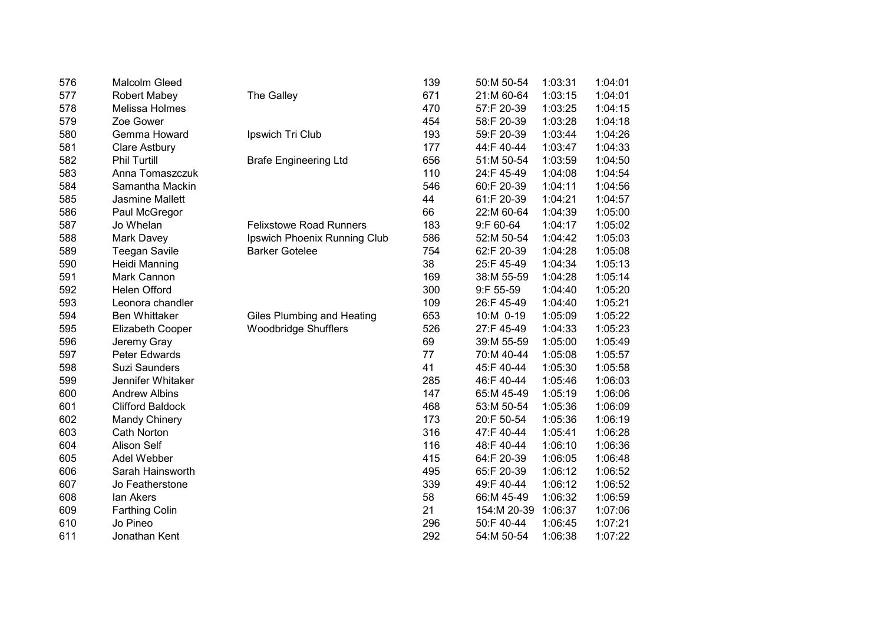| | | | | | | |
|---|---|---|---|---|---|---|
| 576 | Malcolm Gleed | | 139 | 50:M 50-54 | 1:03:31 | 1:04:01 |
| 577 | Robert Mabey | The Galley | 671 | 21:M 60-64 | 1:03:15 | 1:04:01 |
| 578 | Melissa Holmes | | 470 | 57:F 20-39 | 1:03:25 | 1:04:15 |
| 579 | Zoe Gower | | 454 | 58:F 20-39 | 1:03:28 | 1:04:18 |
| 580 | Gemma Howard | Ipswich Tri Club | 193 | 59:F 20-39 | 1:03:44 | 1:04:26 |
| 581 | Clare Astbury | | 177 | 44:F 40-44 | 1:03:47 | 1:04:33 |
| 582 | Phil Turtill | Brafe Engineering Ltd | 656 | 51:M 50-54 | 1:03:59 | 1:04:50 |
| 583 | Anna Tomaszczuk | | 110 | 24:F 45-49 | 1:04:08 | 1:04:54 |
| 584 | Samantha Mackin | | 546 | 60:F 20-39 | 1:04:11 | 1:04:56 |
| 585 | Jasmine Mallett | | 44 | 61:F 20-39 | 1:04:21 | 1:04:57 |
| 586 | Paul McGregor | | 66 | 22:M 60-64 | 1:04:39 | 1:05:00 |
| 587 | Jo Whelan | Felixstowe Road Runners | 183 | 9:F 60-64 | 1:04:17 | 1:05:02 |
| 588 | Mark Davey | Ipswich Phoenix Running Club | 586 | 52:M 50-54 | 1:04:42 | 1:05:03 |
| 589 | Teegan Savile | Barker Gotelee | 754 | 62:F 20-39 | 1:04:28 | 1:05:08 |
| 590 | Heidi Manning | | 38 | 25:F 45-49 | 1:04:34 | 1:05:13 |
| 591 | Mark Cannon | | 169 | 38:M 55-59 | 1:04:28 | 1:05:14 |
| 592 | Helen Offord | | 300 | 9:F 55-59 | 1:04:40 | 1:05:20 |
| 593 | Leonora chandler | | 109 | 26:F 45-49 | 1:04:40 | 1:05:21 |
| 594 | Ben Whittaker | Giles Plumbing and Heating | 653 | 10:M 0-19 | 1:05:09 | 1:05:22 |
| 595 | Elizabeth Cooper | Woodbridge Shufflers | 526 | 27:F 45-49 | 1:04:33 | 1:05:23 |
| 596 | Jeremy Gray | | 69 | 39:M 55-59 | 1:05:00 | 1:05:49 |
| 597 | Peter Edwards | | 77 | 70:M 40-44 | 1:05:08 | 1:05:57 |
| 598 | Suzi Saunders | | 41 | 45:F 40-44 | 1:05:30 | 1:05:58 |
| 599 | Jennifer Whitaker | | 285 | 46:F 40-44 | 1:05:46 | 1:06:03 |
| 600 | Andrew Albins | | 147 | 65:M 45-49 | 1:05:19 | 1:06:06 |
| 601 | Clifford Baldock | | 468 | 53:M 50-54 | 1:05:36 | 1:06:09 |
| 602 | Mandy Chinery | | 173 | 20:F 50-54 | 1:05:36 | 1:06:19 |
| 603 | Cath Norton | | 316 | 47:F 40-44 | 1:05:41 | 1:06:28 |
| 604 | Alison Self | | 116 | 48:F 40-44 | 1:06:10 | 1:06:36 |
| 605 | Adel Webber | | 415 | 64:F 20-39 | 1:06:05 | 1:06:48 |
| 606 | Sarah Hainsworth | | 495 | 65:F 20-39 | 1:06:12 | 1:06:52 |
| 607 | Jo Featherstone | | 339 | 49:F 40-44 | 1:06:12 | 1:06:52 |
| 608 | Ian Akers | | 58 | 66:M 45-49 | 1:06:32 | 1:06:59 |
| 609 | Farthing Colin | | 21 | 154:M 20-39 | 1:06:37 | 1:07:06 |
| 610 | Jo Pineo | | 296 | 50:F 40-44 | 1:06:45 | 1:07:21 |
| 611 | Jonathan Kent | | 292 | 54:M 50-54 | 1:06:38 | 1:07:22 |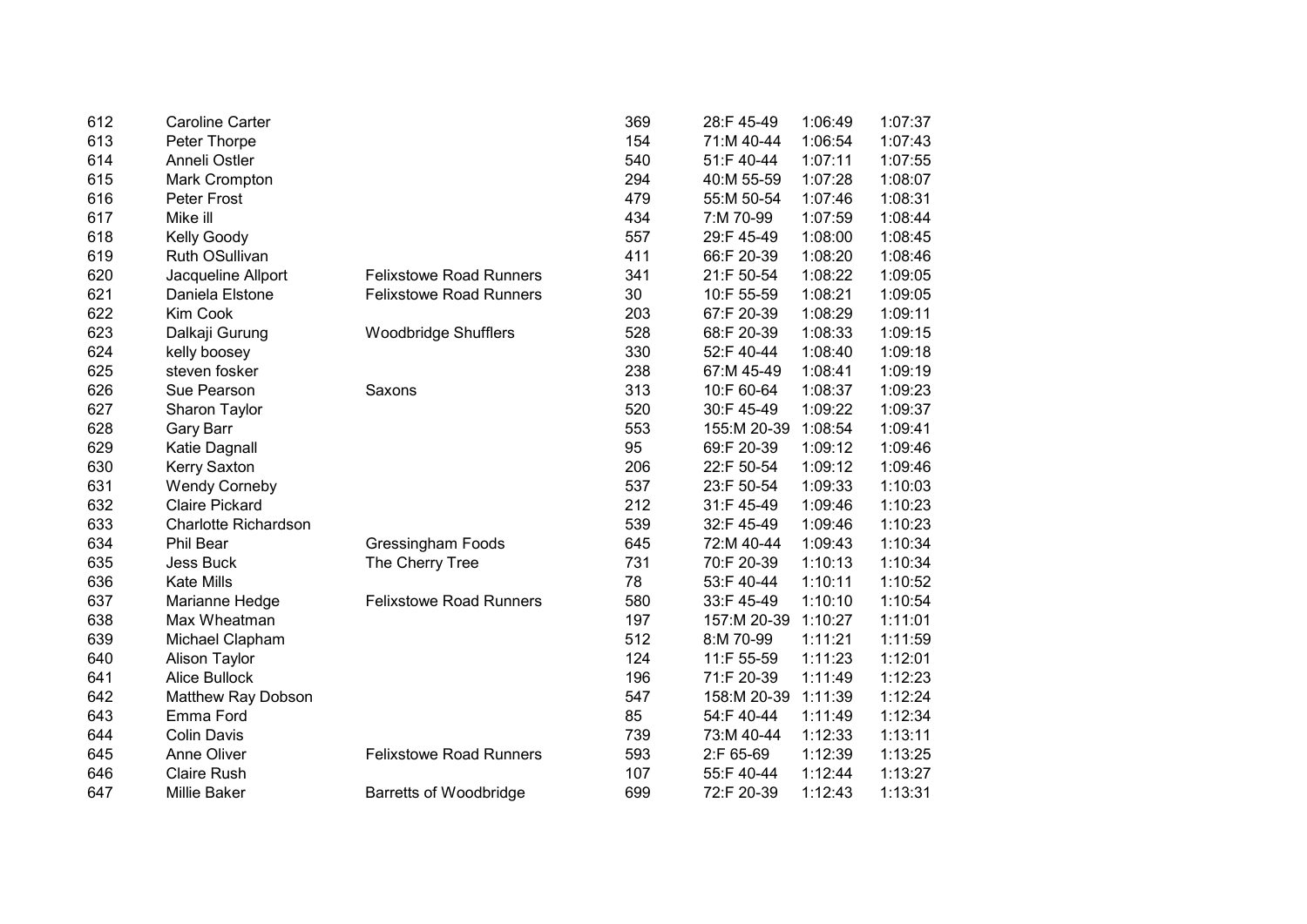| | | | | | | |
|---|---|---|---|---|---|---|
| 612 | Caroline Carter | | 369 | 28:F 45-49 | 1:06:49 | 1:07:37 |
| 613 | Peter Thorpe | | 154 | 71:M 40-44 | 1:06:54 | 1:07:43 |
| 614 | Anneli Ostler | | 540 | 51:F 40-44 | 1:07:11 | 1:07:55 |
| 615 | Mark Crompton | | 294 | 40:M 55-59 | 1:07:28 | 1:08:07 |
| 616 | Peter Frost | | 479 | 55:M 50-54 | 1:07:46 | 1:08:31 |
| 617 | Mike ill | | 434 | 7:M 70-99 | 1:07:59 | 1:08:44 |
| 618 | Kelly Goody | | 557 | 29:F 45-49 | 1:08:00 | 1:08:45 |
| 619 | Ruth OSullivan | | 411 | 66:F 20-39 | 1:08:20 | 1:08:46 |
| 620 | Jacqueline Allport | Felixstowe Road Runners | 341 | 21:F 50-54 | 1:08:22 | 1:09:05 |
| 621 | Daniela Elstone | Felixstowe Road Runners | 30 | 10:F 55-59 | 1:08:21 | 1:09:05 |
| 622 | Kim Cook | | 203 | 67:F 20-39 | 1:08:29 | 1:09:11 |
| 623 | Dalkaji Gurung | Woodbridge Shufflers | 528 | 68:F 20-39 | 1:08:33 | 1:09:15 |
| 624 | kelly boosey | | 330 | 52:F 40-44 | 1:08:40 | 1:09:18 |
| 625 | steven fosker | | 238 | 67:M 45-49 | 1:08:41 | 1:09:19 |
| 626 | Sue Pearson | Saxons | 313 | 10:F 60-64 | 1:08:37 | 1:09:23 |
| 627 | Sharon Taylor | | 520 | 30:F 45-49 | 1:09:22 | 1:09:37 |
| 628 | Gary Barr | | 553 | 155:M 20-39 | 1:08:54 | 1:09:41 |
| 629 | Katie Dagnall | | 95 | 69:F 20-39 | 1:09:12 | 1:09:46 |
| 630 | Kerry Saxton | | 206 | 22:F 50-54 | 1:09:12 | 1:09:46 |
| 631 | Wendy Corneby | | 537 | 23:F 50-54 | 1:09:33 | 1:10:03 |
| 632 | Claire Pickard | | 212 | 31:F 45-49 | 1:09:46 | 1:10:23 |
| 633 | Charlotte Richardson | | 539 | 32:F 45-49 | 1:09:46 | 1:10:23 |
| 634 | Phil Bear | Gressingham Foods | 645 | 72:M 40-44 | 1:09:43 | 1:10:34 |
| 635 | Jess Buck | The Cherry Tree | 731 | 70:F 20-39 | 1:10:13 | 1:10:34 |
| 636 | Kate Mills | | 78 | 53:F 40-44 | 1:10:11 | 1:10:52 |
| 637 | Marianne Hedge | Felixstowe Road Runners | 580 | 33:F 45-49 | 1:10:10 | 1:10:54 |
| 638 | Max Wheatman | | 197 | 157:M 20-39 | 1:10:27 | 1:11:01 |
| 639 | Michael Clapham | | 512 | 8:M 70-99 | 1:11:21 | 1:11:59 |
| 640 | Alison Taylor | | 124 | 11:F 55-59 | 1:11:23 | 1:12:01 |
| 641 | Alice Bullock | | 196 | 71:F 20-39 | 1:11:49 | 1:12:23 |
| 642 | Matthew Ray Dobson | | 547 | 158:M 20-39 | 1:11:39 | 1:12:24 |
| 643 | Emma Ford | | 85 | 54:F 40-44 | 1:11:49 | 1:12:34 |
| 644 | Colin Davis | | 739 | 73:M 40-44 | 1:12:33 | 1:13:11 |
| 645 | Anne Oliver | Felixstowe Road Runners | 593 | 2:F 65-69 | 1:12:39 | 1:13:25 |
| 646 | Claire Rush | | 107 | 55:F 40-44 | 1:12:44 | 1:13:27 |
| 647 | Millie Baker | Barretts of Woodbridge | 699 | 72:F 20-39 | 1:12:43 | 1:13:31 |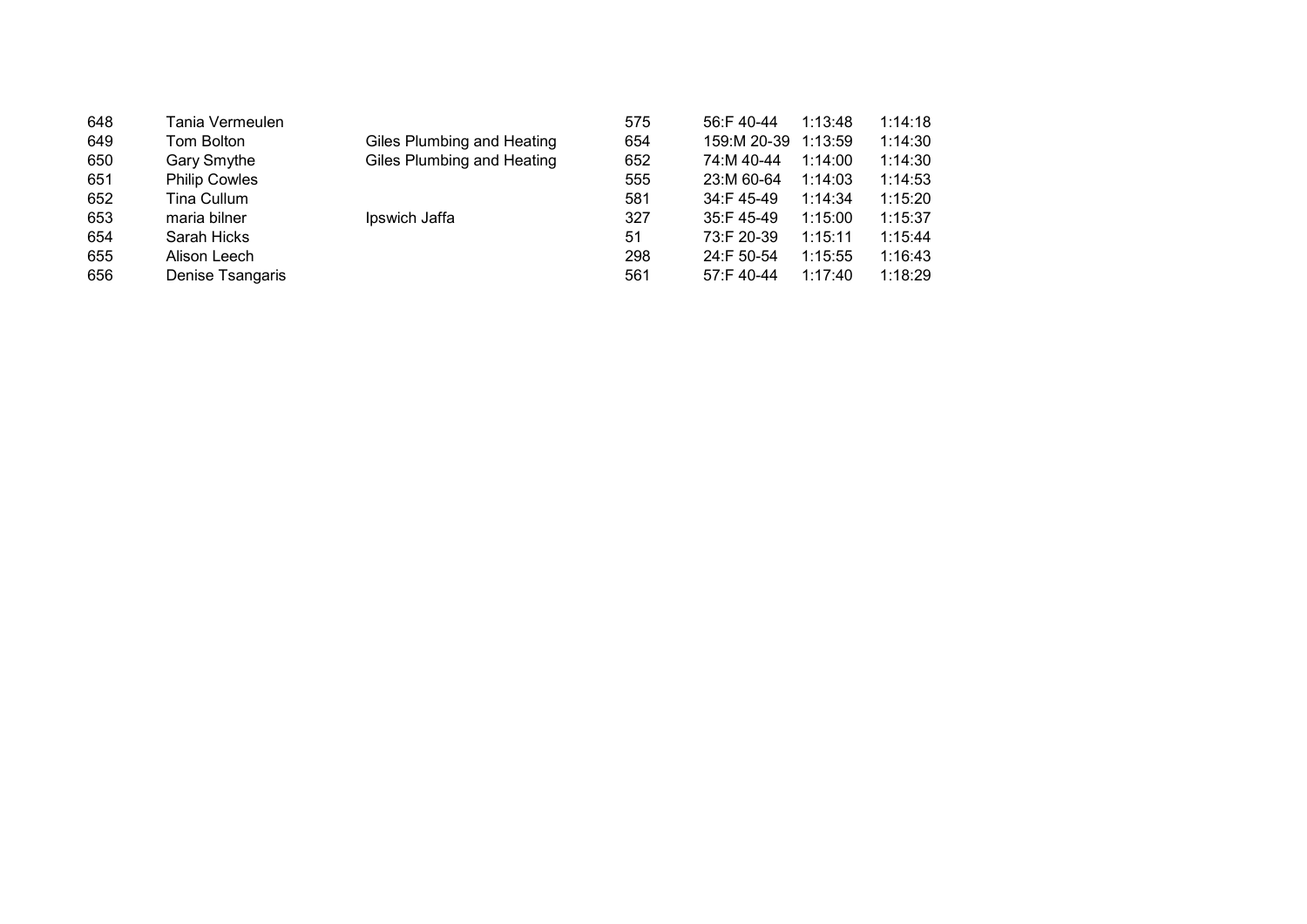| | | | | | | |
|---|---|---|---|---|---|---|
| 648 | Tania Vermeulen | | 575 | 56:F 40-44 | 1:13:48 | 1:14:18 |
| 649 | Tom Bolton | Giles Plumbing and Heating | 654 | 159:M 20-39 | 1:13:59 | 1:14:30 |
| 650 | Gary Smythe | Giles Plumbing and Heating | 652 | 74:M 40-44 | 1:14:00 | 1:14:30 |
| 651 | Philip Cowles | | 555 | 23:M 60-64 | 1:14:03 | 1:14:53 |
| 652 | Tina Cullum | | 581 | 34:F 45-49 | 1:14:34 | 1:15:20 |
| 653 | maria bilner | Ipswich Jaffa | 327 | 35:F 45-49 | 1:15:00 | 1:15:37 |
| 654 | Sarah Hicks | | 51 | 73:F 20-39 | 1:15:11 | 1:15:44 |
| 655 | Alison Leech | | 298 | 24:F 50-54 | 1:15:55 | 1:16:43 |
| 656 | Denise Tsangaris | | 561 | 57:F 40-44 | 1:17:40 | 1:18:29 |